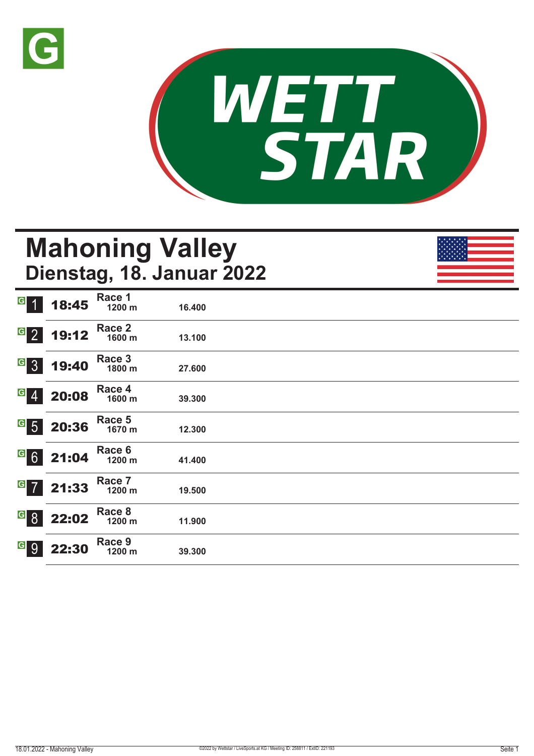# Mahoning Valley

## Dienstag, 18. Januar 2022

| | | | | |
|---|---|---|---|---|
| G 1 | 18:45 | Race 1 | 1200 m | 16.400 |
| G 2 | 19:12 | Race 2 | 1600 m | 13.100 |
| G 3 | 19:40 | Race 3 | 1800 m | 27.600 |
| G 4 | 20:08 | Race 4 | 1600 m | 39.300 |
| G 5 | 20:36 | Race 5 | 1670 m | 12.300 |
| G 6 | 21:04 | Race 6 | 1200 m | 41.400 |
| G 7 | 21:33 | Race 7 | 1200 m | 19.500 |
| G 8 | 22:02 | Race 8 | 1200 m | 11.900 |
| G 9 | 22:30 | Race 9 | 1200 m | 39.300 |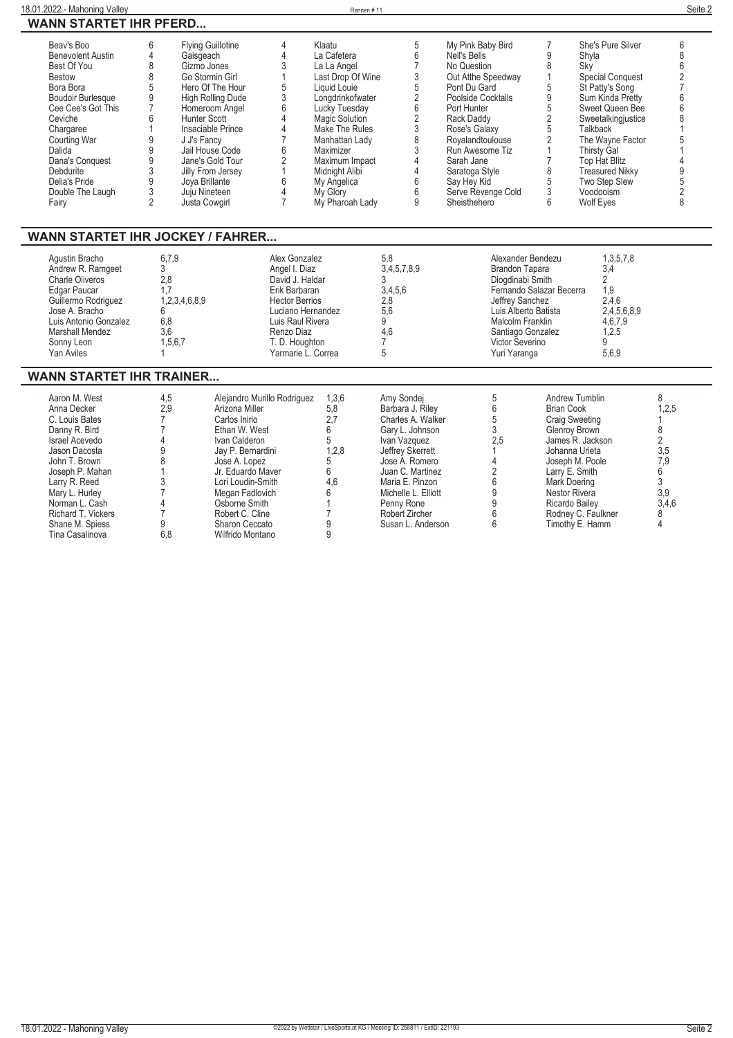## WANN STARTET IHR PFERD...

| Pferd | Rennen | Pferd | Rennen | Pferd | Rennen | Pferd | Rennen | Pferd | Rennen |
|---|---|---|---|---|---|---|---|---|---|
| Beav's Boo | 6 | Flying Guillotine | 4 | Klaatu | 5 | My Pink Baby Bird | 7 | She's Pure Silver | 6 |
| Benevolent Austin | 4 | Gaisgeach | 4 | La Cafetera | 6 | Nell's Bells | 9 | Shyla | 8 |
| Best Of You | 8 | Gizmo Jones | 3 | La La Angel | 7 | No Question | 8 | Sky | 6 |
| Bestow | 8 | Go Stormin Girl | 1 | Last Drop Of Wine | 3 | Out Atthe Speedway | 1 | Special Conquest | 2 |
| Bora Bora | 5 | Hero Of The Hour | 5 | Liquid Louie | 5 | Pont Du Gard | 5 | St Patty's Song | 7 |
| Boudoir Burlesque | 9 | High Rolling Dude | 3 | Longdrinkofwater | 2 | Poolside Cocktails | 9 | Sum Kinda Pretty | 6 |
| Cee Cee's Got This | 7 | Homeroom Angel | 6 | Lucky Tuesday | 6 | Port Hunter | 5 | Sweet Queen Bee | 6 |
| Ceviche | 6 | Hunter Scott | 4 | Magic Solution | 2 | Rack Daddy | 2 | Sweetalkingjustice | 8 |
| Chargaree | 1 | Insaciable Prince | 4 | Make The Rules | 3 | Rose's Galaxy | 5 | Talkback | 1 |
| Courting War | 9 | J J's Fancy | 7 | Manhattan Lady | 8 | Royalandtoulouse | 2 | The Wayne Factor | 5 |
| Dalida | 9 | Jail House Code | 6 | Maximizer | 3 | Run Awesome Tiz | 1 | Thirsty Gal | 1 |
| Dana's Conquest | 9 | Jane's Gold Tour | 2 | Maximum Impact | 4 | Sarah Jane | 7 | Top Hat Blitz | 4 |
| Debdurite | 3 | Jilly From Jersey | 1 | Midnight Alibi | 4 | Saratoga Style | 8 | Treasured Nikky | 9 |
| Delia's Pride | 9 | Joya Brillante | 6 | My Angelica | 6 | Say Hey Kid | 5 | Two Step Slew | 5 |
| Double The Laugh | 3 | Juju Nineteen | 4 | My Glory | 6 | Serve Revenge Cold | 3 | Voodooism | 2 |
| Fairy | 2 | Justa Cowgirl | 7 | My Pharoah Lady | 9 | Sheisthehero | 6 | Wolf Eyes | 8 |

## WANN STARTET IHR JOCKEY / FAHRER...

| Jockey | Rennen | Jockey | Rennen | Jockey | Rennen |
|---|---|---|---|---|---|
| Agustin Bracho | 6,7,9 | Alex Gonzalez | 5,8 | Alexander Bendezu | 1,3,5,7,8 |
| Andrew R. Ramgeet | 3 | Angel I. Diaz | 3,4,5,7,8,9 | Brandon Tapara | 3,4 |
| Charle Oliveros | 2,8 | David J. Haldar | 3 | Diogdinabi Smith | 2 |
| Edgar Paucar | 1,7 | Erik Barbaran | 3,4,5,6 | Fernando Salazar Becerra | 1,9 |
| Guillermo Rodriguez | 1,2,3,4,6,8,9 | Hector Berrios | 2,8 | Jeffrey Sanchez | 2,4,6 |
| Jose A. Bracho | 6 | Luciano Hernandez | 5,6 | Luis Alberto Batista | 2,4,5,6,8,9 |
| Luis Antonio Gonzalez | 6,8 | Luis Raul Rivera | 9 | Malcolm Franklin | 4,6,7,9 |
| Marshall Mendez | 3,6 | Renzo Diaz | 4,6 | Santiago Gonzalez | 1,2,5 |
| Sonny Leon | 1,5,6,7 | T. D. Houghton | 7 | Victor Severino | 9 |
| Yan Aviles | 1 | Yarmarie L. Correa | 5 | Yuri Yaranga | 5,6,9 |

## WANN STARTET IHR TRAINER...

| Trainer | Rennen | Trainer | Rennen | Trainer | Rennen | Trainer | Rennen |
|---|---|---|---|---|---|---|---|
| Aaron M. West | 4,5 | Alejandro Murillo Rodriguez | 1,3,6 | Amy Sondej | 5 | Andrew Tumblin | 8 |
| Anna Decker | 2,9 | Arizona Miller | 5,8 | Barbara J. Riley | 6 | Brian Cook | 1,2,5 |
| C. Louis Bates | 7 | Carlos Inirio | 2,7 | Charles A. Walker | 5 | Craig Sweeting | 1 |
| Danny R. Bird | 7 | Ethan W. West | 6 | Gary L. Johnson | 3 | Glenroy Brown | 8 |
| Israel Acevedo | 4 | Ivan Calderon | 5 | Ivan Vazquez | 2,5 | James R. Jackson | 2 |
| Jason Dacosta | 9 | Jay P. Bernardini | 1,2,8 | Jeffrey Skerrett | 1 | Johanna Urieta | 3,5 |
| John T. Brown | 8 | Jose A. Lopez | 5 | Jose A. Romero | 4 | Joseph M. Poole | 7,9 |
| Joseph P. Mahan | 1 | Jr. Eduardo Maver | 6 | Juan C. Martinez | 2 | Larry E. Smith | 6 |
| Larry R. Reed | 3 | Lori Loudin-Smith | 4,6 | Maria E. Pinzon | 6 | Mark Doering | 3 |
| Mary L. Hurley | 7 | Megan Fadlovich | 6 | Michelle L. Elliott | 9 | Nestor Rivera | 3,9 |
| Norman L. Cash | 4 | Osborne Smith | 1 | Penny Rone | 9 | Ricardo Bailey | 3,4,6 |
| Richard T. Vickers | 7 | Robert C. Cline | 7 | Robert Zircher | 6 | Rodney C. Faulkner | 8 |
| Shane M. Spiess | 9 | Sharon Ceccato | 9 | Susan L. Anderson | 6 | Timothy E. Hamm | 4 |
| Tina Casalinova | 6,8 | Wilfrido Montano | 9 | | | | |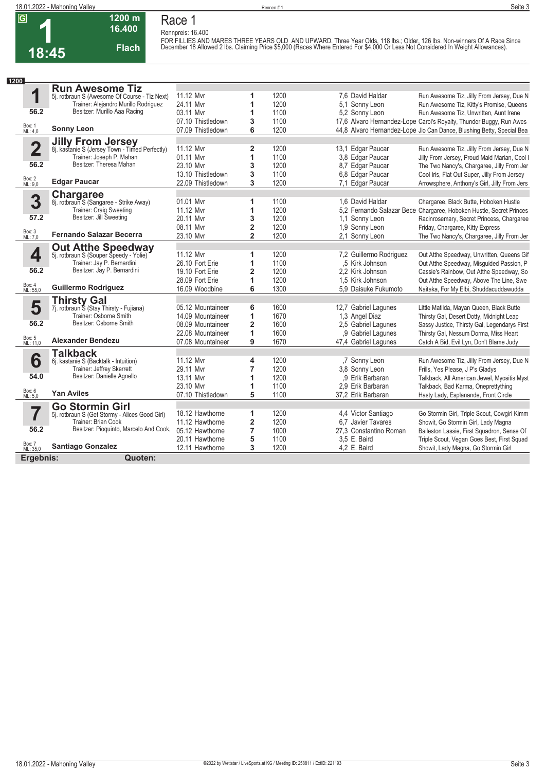G

# 1

**18:45**

**1200 m**
**16.400**
**Flach**

## Race 1

Rennpreis: 16.400

FOR FILLIES AND MARES THREE YEARS OLD AND UPWARD. Three Year Olds, 118 lbs.; Older, 126 lbs. Non-winners Of A Race Since December 18 Allowed 2 lbs. Claiming Price $5,000 (Races Where Entered For $4,000 Or Less Not Considered In Weight Allowances).

1200

| | | | | | | | |
|---|---|---|---|---|---|---|---|
| **1** | **Run Awesome Tiz** 5j. rotbraun S (Awesome Of Course - Tiz Next) | 11.12 Mvr | 1 | 1200 | 7,6 | David Haldar | Run Awesome Tiz, Jilly From Jersey, Due N |
| | Trainer: Alejandro Murillo Rodriguez | 24.11 Mvr | 1 | 1200 | 5,1 | Sonny Leon | Run Awesome Tiz, Kitty's Promise, Queens |
| 56.2 | Besitzer: Murillo Aaa Racing | 03.11 Mvr | 1 | 1100 | 5,2 | Sonny Leon | Run Awesome Tiz, Unwritten, Aunt Irene |
| Box: 1 ML: 4,0 | | 07.10 Thistledown | 3 | 1100 | 17,6 | Alvaro Hernandez-Lope | Carol's Royalty, Thunder Buggy, Run Awes |
| | **Sonny Leon** | 07.09 Thistledown | 6 | 1200 | 44,8 | Alvaro Hernandez-Lope | Jlo Can Dance, Blushing Betty, Special Bea |
| **2** | **Jilly From Jersey** 8j. kastanie S (Jersey Town - Timed Perfectly) | 11.12 Mvr | 2 | 1200 | 13,1 | Edgar Paucar | Run Awesome Tiz, Jilly From Jersey, Due N |
| | Trainer: Joseph P. Mahan | 01.11 Mvr | 1 | 1100 | 3,8 | Edgar Paucar | Jilly From Jersey, Proud Maid Marian, Cool I |
| 56.2 | Besitzer: Theresa Mahan | 23.10 Mvr | 3 | 1200 | 8,7 | Edgar Paucar | The Two Nancy's, Chargaree, Jilly From Jer |
| Box: 2 ML: 9,0 | | 13.10 Thistledown | 3 | 1100 | 6,8 | Edgar Paucar | Cool Iris, Flat Out Super, Jilly From Jersey |
| | **Edgar Paucar** | 22.09 Thistledown | 3 | 1200 | 7,1 | Edgar Paucar | Arrowsphere, Anthony's Girl, Jilly From Jers |
| **3** | **Chargaree** 8j. rotbraun S (Sangaree - Strike Away) | 01.01 Mvr | 1 | 1100 | 1,6 | David Haldar | Chargaree, Black Butte, Hoboken Hustle |
| | Trainer: Craig Sweeting | 11.12 Mvr | 1 | 1200 | 5,2 | Fernando Salazar Bece | Chargaree, Hoboken Hustle, Secret Princes |
| 57.2 | Besitzer: Jill Sweeting | 20.11 Mvr | 3 | 1200 | 1,1 | Sonny Leon | Racinrosemary, Secret Princess, Chargaree |
| Box: 3 ML: 7,0 | | 08.11 Mvr | 2 | 1200 | 1,9 | Sonny Leon | Friday, Chargaree, Kitty Express |
| | **Fernando Salazar Becerra** | 23.10 Mvr | 2 | 1200 | 2,1 | Sonny Leon | The Two Nancy's, Chargaree, Jilly From Jer |
| **4** | **Out Atthe Speedway** 5j. rotbraun S (Souper Speedy - Yolie) | 11.12 Mvr | 1 | 1200 | 7,2 | Guillermo Rodriguez | Out Atthe Speedway, Unwritten, Queens Gif |
| | Trainer: Jay P. Bernardini | 26.10 Fort Erie | 1 | 1100 | ,5 | Kirk Johnson | Out Atthe Speedway, Misguided Passion, P |
| 56.2 | Besitzer: Jay P. Bernardini | 19.10 Fort Erie | 2 | 1200 | 2,2 | Kirk Johnson | Cassie's Rainbow, Out Atthe Speedway, So |
| Box: 4 ML: 55,0 | | 28.09 Fort Erie | 1 | 1200 | 1,5 | Kirk Johnson | Out Atthe Speedway, Above The Line, Swe |
| | **Guillermo Rodriguez** | 16.09 Woodbine | 6 | 1300 | 5,9 | Daisuke Fukumoto | Naitaka, For My Elbi, Shuddacuddawudda |
| **5** | **Thirsty Gal** 7j. rotbraun S (Stay Thirsty - Fujiana) | 05.12 Mountaineer | 6 | 1600 | 12,7 | Gabriel Lagunes | Little Matilda, Mayan Queen, Black Butte |
| | Trainer: Osborne Smith | 14.09 Mountaineer | 1 | 1670 | 1,3 | Angel Diaz | Thirsty Gal, Desert Dotty, Midnight Leap |
| 56.2 | Besitzer: Osborne Smith | 08.09 Mountaineer | 2 | 1600 | 2,5 | Gabriel Lagunes | Sassy Justice, Thirsty Gal, Legendarys First |
| Box: 5 ML: 11,0 | | 22.08 Mountaineer | 1 | 1600 | ,9 | Gabriel Lagunes | Thirsty Gal, Nessum Dorma, Miss Heart |
| | **Alexander Bendezu** | 07.08 Mountaineer | 9 | 1670 | 47,4 | Gabriel Lagunes | Catch A Bid, Evil Lyn, Don't Blame Judy |
| **6** | **Talkback** 6j. kastanie S (Backtalk - Intuition) | 11.12 Mvr | 4 | 1200 | ,7 | Sonny Leon | Run Awesome Tiz, Jilly From Jersey, Due N |
| | Trainer: Jeffrey Skerrett | 29.11 Mvr | 7 | 1200 | 3,8 | Sonny Leon | Frills, Yes Please, J P's Gladys |
| 54.0 | Besitzer: Danielle Agnello | 13.11 Mvr | 1 | 1200 | ,9 | Erik Barbaran | Talkback, All American Jewel, Myositis Myst |
| Box: 6 ML: 5,0 | | 23.10 Mvr | 1 | 1100 | 2,9 | Erik Barbaran | Talkback, Bad Karma, Oneprettything |
| | **Yan Aviles** | 07.10 Thistledown | 5 | 1100 | 37,2 | Erik Barbaran | Hasty Lady, Esplanande, Front Circle |
| **7** | **Go Stormin Girl** 5j. rotbraun S (Get Stormy - Alices Good Girl) | 18.12 Hawthorne | 1 | 1200 | 4,4 | Victor Santiago | Go Stormin Girl, Triple Scout, Cowgirl Kimm |
| | Trainer: Brian Cook | 11.12 Hawthorne | 2 | 1200 | 6,7 | Javier Tavares | Showit, Go Stormin Girl, Lady Magna |
| 56.2 | Besitzer: Pioquinto, Marcelo And Cook, | 05.12 Hawthorne | 7 | 1000 | 27,3 | Constantino Roman | Baileston Lassie, First Squadron, Sense Of |
| Box: 7 ML: 35,0 | | 20.11 Hawthorne | 5 | 1100 | 3,5 | E. Baird | Triple Scout, Vegan Goes Best, First Squad |
| | **Santiago Gonzalez** | 12.11 Hawthorne | 3 | 1200 | 4,2 | E. Baird | Showit, Lady Magna, Go Stormin Girl |

**Ergebnis:** **Quoten:**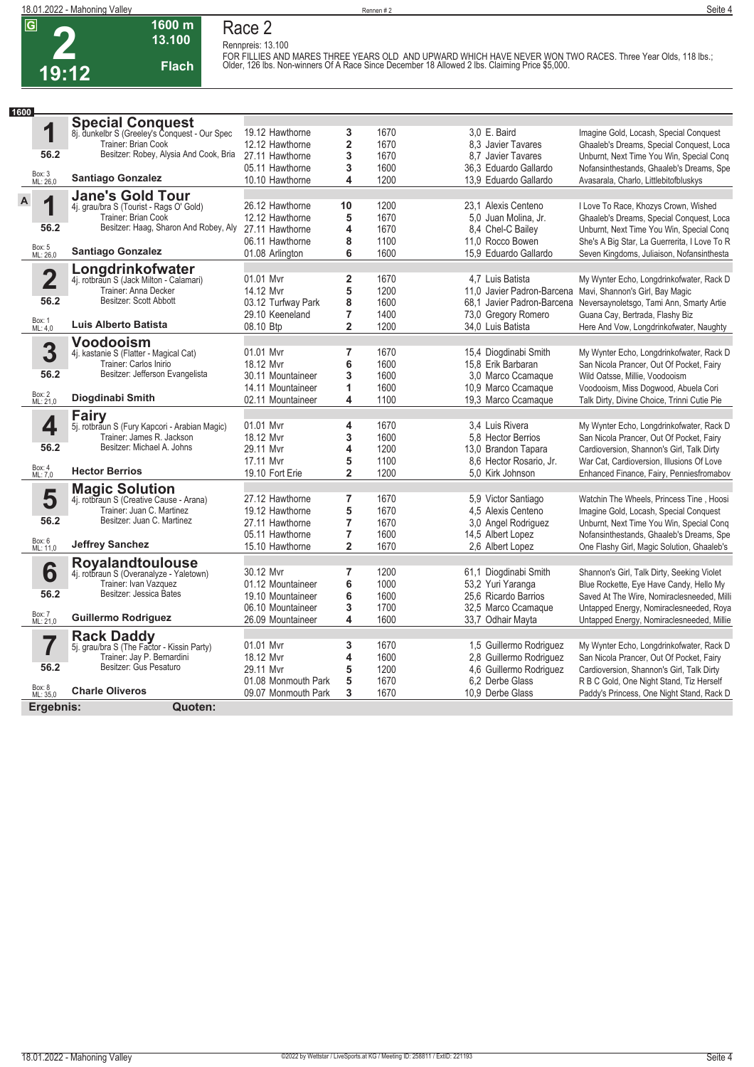# Race 2

**2** — 19:12 — 1600 m — 13.100 — Flach

Rennpreis: 13.100

FOR FILLIES AND MARES THREE YEARS OLD AND UPWARD WHICH HAVE NEVER WON TWO RACES. Three Year Olds, 118 lbs.; Older, 126 lbs. Non-winners Of A Race Since December 18 Allowed 2 lbs. Claiming Price $5,000.

**1600**

| Nr. | Pferd | Datum / Ort | Pl. | Dist. | Quote / Jockey | Einlauf |
|---|---|---|---|---|---|---|
| **1** | **Special Conquest** 8j. dunkelbr S (Greeley's Conquest - Our Spec | 19.12 Hawthorne | 3 | 1670 | 3,0 E. Baird | Imagine Gold, Locash, Special Conquest |
| | Trainer: Brian Cook | 12.12 Hawthorne | 2 | 1670 | 8,3 Javier Tavares | Ghaaleb's Dreams, Special Conquest, Loca |
| 56.2 | Besitzer: Robey, Alysia And Cook, Bria | 27.11 Hawthorne | 3 | 1670 | 8,7 Javier Tavares | Unburnt, Next Time You Win, Special Conq |
| Box: 3 ML: 26,0 | | 05.11 Hawthorne | 3 | 1600 | 36,3 Eduardo Gallardo | Nofansinthestands, Ghaaleb's Dreams, Spe |
| | **Santiago Gonzalez** | 10.10 Hawthorne | 4 | 1200 | 13,9 Eduardo Gallardo | Avasarala, Charlo, Littlebitofbluskys |
| **1 A** | **Jane's Gold Tour** 4j. grau/bra S (Tourist - Rags O' Gold) | 26.12 Hawthorne | 10 | 1200 | 23,1 Alexis Centeno | I Love To Race, Khozys Crown, Wished |
| | Trainer: Brian Cook | 12.12 Hawthorne | 5 | 1670 | 5,0 Juan Molina, Jr. | Ghaaleb's Dreams, Special Conquest, Loca |
| 56.2 | Besitzer: Haag, Sharon And Robey, Aly | 27.11 Hawthorne | 4 | 1670 | 8,4 Chel-C Bailey | Unburnt, Next Time You Win, Special Conq |
| Box: 5 ML: 26,0 | | 06.11 Hawthorne | 8 | 1100 | 11,0 Rocco Bowen | She's A Big Star, La Guerrerita, I Love To R |
| | **Santiago Gonzalez** | 01.08 Arlington | 6 | 1600 | 15,9 Eduardo Gallardo | Seven Kingdoms, Juliaison, Nofansinthesta |
| **2** | **Longdrinkofwater** 4j. rotbraun S (Jack Milton - Calamari) | 01.01 Mvr | 2 | 1670 | 4,7 Luis Batista | My Wynter Echo, Longdrinkofwater, Rack D |
| | Trainer: Anna Decker | 14.12 Mvr | 5 | 1200 | 11,0 Javier Padron-Barcena | Mavi, Shannon's Girl, Bay Magic |
| 56.2 | Besitzer: Scott Abbott | 03.12 Turfway Park | 8 | 1600 | 68,1 Javier Padron-Barcena | Neversaynoletsgo, Tami Ann, Smarty Artie |
| Box: 1 ML: 4,0 | | 29.10 Keeneland | 7 | 1400 | 73,0 Gregory Romero | Guana Cay, Bertrada, Flashy Biz |
| | **Luis Alberto Batista** | 08.10 Btp | 2 | 1200 | 34,0 Luis Batista | Here And Vow, Longdrinkofwater, Naughty |
| **3** | **Voodooism** 4j. kastanie S (Flatter - Magical Cat) | 01.01 Mvr | 7 | 1670 | 15,4 Diogdinabi Smith | My Wynter Echo, Longdrinkofwater, Rack D |
| | Trainer: Carlos Inirio | 18.12 Mvr | 6 | 1600 | 15,8 Erik Barbaran | San Nicola Prancer, Out Of Pocket, Fairy |
| 56.2 | Besitzer: Jefferson Evangelista | 30.11 Mountaineer | 3 | 1600 | 3,0 Marco Ccamaque | Wild Oatsse, Millie, Voodooism |
| Box: 2 ML: 21,0 | | 14.11 Mountaineer | 1 | 1600 | 10,9 Marco Ccamaque | Voodooism, Miss Dogwood, Abuela Cori |
| | **Diogdinabi Smith** | 02.11 Mountaineer | 4 | 1100 | 19,3 Marco Ccamaque | Talk Dirty, Divine Choice, Trinni Cutie Pie |
| **4** | **Fairy** 5j. rotbraun S (Fury Kapcori - Arabian Magic) | 01.01 Mvr | 4 | 1670 | 3,4 Luis Rivera | My Wynter Echo, Longdrinkofwater, Rack D |
| | Trainer: James R. Jackson | 18.12 Mvr | 3 | 1600 | 5,8 Hector Berrios | San Nicola Prancer, Out Of Pocket, Fairy |
| 56.2 | Besitzer: Michael A. Johns | 29.11 Mvr | 4 | 1200 | 13,0 Brandon Tapara | Cardioversion, Shannon's Girl, Talk Dirty |
| Box: 4 ML: 7,0 | | 17.11 Mvr | 5 | 1100 | 8,6 Hector Rosario, Jr. | War Cat, Cardioversion, Illusions Of Love |
| | **Hector Berrios** | 19.10 Fort Erie | 2 | 1200 | 5,0 Kirk Johnson | Enhanced Finance, Fairy, Penniesfromabov |
| **5** | **Magic Solution** 4j. rotbraun S (Creative Cause - Arana) | 27.12 Hawthorne | 7 | 1670 | 5,9 Victor Santiago | Watchin The Wheels, Princess Tine , Hoosi |
| | Trainer: Juan C. Martinez | 19.12 Hawthorne | 5 | 1670 | 4,5 Alexis Centeno | Imagine Gold, Locash, Special Conquest |
| 56.2 | Besitzer: Juan C. Martinez | 27.11 Hawthorne | 7 | 1670 | 3,0 Angel Rodriguez | Unburnt, Next Time You Win, Special Conq |
| Box: 6 ML: 11,0 | | 05.11 Hawthorne | 7 | 1600 | 14,5 Albert Lopez | Nofansinthestands, Ghaaleb's Dreams, Spe |
| | **Jeffrey Sanchez** | 15.10 Hawthorne | 2 | 1670 | 2,6 Albert Lopez | One Flashy Girl, Magic Solution, Ghaaleb's |
| **6** | **Royalandtoulouse** 4j. rotbraun S (Overanalyze - Yaletown) | 30.12 Mvr | 7 | 1200 | 61,1 Diogdinabi Smith | Shannon's Girl, Talk Dirty, Seeking Violet |
| | Trainer: Ivan Vazquez | 01.12 Mountaineer | 6 | 1000 | 53,2 Yuri Yaranga | Blue Rockette, Eye Have Candy, Hello My |
| 56.2 | Besitzer: Jessica Bates | 19.10 Mountaineer | 6 | 1600 | 25,6 Ricardo Barrios | Saved At The Wire, Nomiraclesneeded, Milli |
| Box: 7 ML: 21,0 | | 06.10 Mountaineer | 3 | 1700 | 32,5 Marco Ccamaque | Untapped Energy, Nomiraclesneeded, Roya |
| | **Guillermo Rodriguez** | 26.09 Mountaineer | 4 | 1600 | 33,7 Odhair Mayta | Untapped Energy, Nomiraclesneeded, Millie |
| **7** | **Rack Daddy** 5j. grau/bra S (The Factor - Kissin Party) | 01.01 Mvr | 3 | 1670 | 1,5 Guillermo Rodriguez | My Wynter Echo, Longdrinkofwater, Rack D |
| | Trainer: Jay P. Bernardini | 18.12 Mvr | 4 | 1600 | 2,8 Guillermo Rodriguez | San Nicola Prancer, Out Of Pocket, Fairy |
| 56.2 | Besitzer: Gus Pesaturo | 29.11 Mvr | 5 | 1200 | 4,6 Guillermo Rodriguez | Cardioversion, Shannon's Girl, Talk Dirty |
| Box: 8 ML: 35,0 | | 01.08 Monmouth Park | 5 | 1670 | 6,2 Derbe Glass | R B C Gold, One Night Stand, Tiz Herself |
| | **Charle Oliveros** | 09.07 Monmouth Park | 3 | 1670 | 10,9 Derbe Glass | Paddy's Princess, One Night Stand, Rack D |

**Ergebnis:** **Quoten:**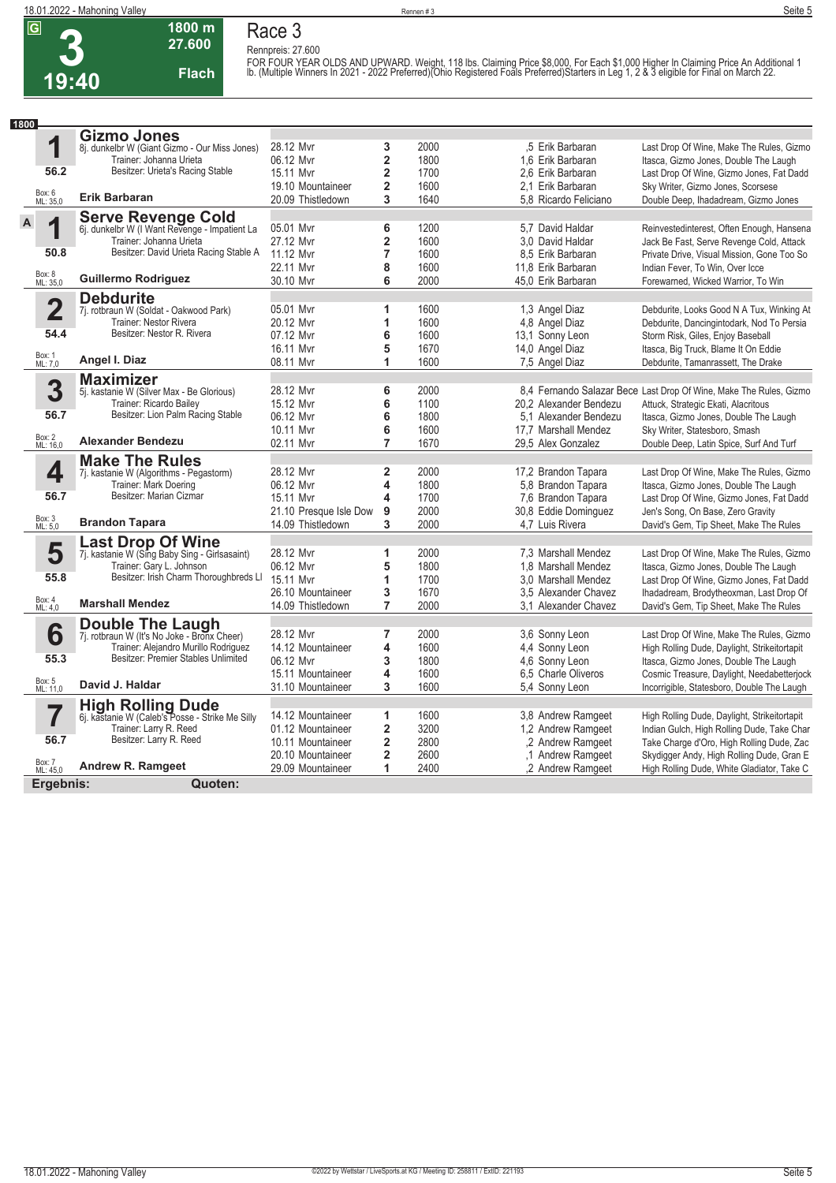# Race 3

**G** | **3** | **19:40** | **1800 m** | **27.600** | **Flach**

Rennpreis: 27.600

FOR FOUR YEAR OLDS AND UPWARD. Weight, 118 lbs. Claiming Price $8,000, For Each $1,000 Higher In Claiming Price An Additional 1 lb. (Multiple Winners In 2021 - 2022 Preferred)(Ohio Registered Foals Preferred)Starters in Leg 1, 2 & 3 eligible for Final on March 22.

**1800**

## 1 Gizmo Jones
8j. dunkelbr W (Giant Gizmo - Our Miss Jones)
Trainer: Johanna Urieta
Besitzer: Urieta's Racing Stable
56.2 — Box: 6 — ML: 35,0
**Erik Barbaran**

| | | | | |
|---|---|---|---|---|
| 28.12 Mvr | 3 | 2000 | ,5 Erik Barbaran | Last Drop Of Wine, Make The Rules, Gizmo |
| 06.12 Mvr | 2 | 1800 | 1,6 Erik Barbaran | Itasca, Gizmo Jones, Double The Laugh |
| 15.11 Mvr | 2 | 1700 | 2,6 Erik Barbaran | Last Drop Of Wine, Gizmo Jones, Fat Dadd |
| 19.10 Mountaineer | 2 | 1600 | 2,1 Erik Barbaran | Sky Writer, Gizmo Jones, Scorsese |
| 20.09 Thistledown | 3 | 1640 | 5,8 Ricardo Feliciano | Double Deep, Ihadadream, Gizmo Jones |

## A 1 Serve Revenge Cold
6j. dunkelbr W (I Want Revenge - Impatient La
Trainer: Johanna Urieta
Besitzer: David Urieta Racing Stable A
50.8 — Box: 8 — ML: 35,0
**Guillermo Rodriguez**

| | | | | |
|---|---|---|---|---|
| 05.01 Mvr | 6 | 1200 | 5,7 David Haldar | Reinvestedinterest, Often Enough, Hansena |
| 27.12 Mvr | 2 | 1600 | 3,0 David Haldar | Jack Be Fast, Serve Revenge Cold, Attack |
| 11.12 Mvr | 7 | 1600 | 8,5 Erik Barbaran | Private Drive, Visual Mission, Gone Too So |
| 22.11 Mvr | 8 | 1600 | 11,8 Erik Barbaran | Indian Fever, To Win, Over Icce |
| 30.10 Mvr | 6 | 2000 | 45,0 Erik Barbaran | Forewarned, Wicked Warrior, To Win |

## 2 Debdurite
7j. rotbraun W (Soldat - Oakwood Park)
Trainer: Nestor Rivera
Besitzer: Nestor R. Rivera
54.4 — Box: 1 — ML: 7,0
**Angel I. Diaz**

| | | | | |
|---|---|---|---|---|
| 05.01 Mvr | 1 | 1600 | 1,3 Angel Diaz | Debdurite, Looks Good N A Tux, Winking At |
| 20.12 Mvr | 1 | 1600 | 4,8 Angel Diaz | Debdurite, Dancingintodark, Nod To Persia |
| 07.12 Mvr | 6 | 1600 | 13,1 Sonny Leon | Storm Risk, Giles, Enjoy Baseball |
| 16.11 Mvr | 5 | 1670 | 14,0 Angel Diaz | Itasca, Big Truck, Blame It On Eddie |
| 08.11 Mvr | 1 | 1600 | 7,5 Angel Diaz | Debdurite, Tamanrassett, The Drake |

## 3 Maximizer
5j. kastanie W (Silver Max - Be Glorious)
Trainer: Ricardo Bailey
Besitzer: Lion Palm Racing Stable
56.7 — Box: 2 — ML: 16,0
**Alexander Bendezu**

| | | | | |
|---|---|---|---|---|
| 28.12 Mvr | 6 | 2000 | 8,4 Fernando Salazar Bece | Last Drop Of Wine, Make The Rules, Gizmo |
| 15.12 Mvr | 6 | 1100 | 20,2 Alexander Bendezu | Attuck, Strategic Ekati, Alacritous |
| 06.12 Mvr | 6 | 1800 | 5,1 Alexander Bendezu | Itasca, Gizmo Jones, Double The Laugh |
| 10.11 Mvr | 6 | 1600 | 17,7 Marshall Mendez | Sky Writer, Statesboro, Smash |
| 02.11 Mvr | 7 | 1670 | 29,5 Alex Gonzalez | Double Deep, Latin Spice, Surf And Turf |

## 4 Make The Rules
7j. kastanie W (Algorithms - Pegastorm)
Trainer: Mark Doering
Besitzer: Marian Cizmar
56.7 — Box: 3 — ML: 5,0
**Brandon Tapara**

| | | | | |
|---|---|---|---|---|
| 28.12 Mvr | 2 | 2000 | 17,2 Brandon Tapara | Last Drop Of Wine, Make The Rules, Gizmo |
| 06.12 Mvr | 4 | 1800 | 5,8 Brandon Tapara | Itasca, Gizmo Jones, Double The Laugh |
| 15.11 Mvr | 4 | 1700 | 7,6 Brandon Tapara | Last Drop Of Wine, Gizmo Jones, Fat Dadd |
| 21.10 Presque Isle Dow | 9 | 2000 | 30,8 Eddie Dominguez | Jen's Song, On Base, Zero Gravity |
| 14.09 Thistledown | 3 | 2000 | 4,7 Luis Rivera | David's Gem, Tip Sheet, Make The Rules |

## 5 Last Drop Of Wine
7j. kastanie W (Sing Baby Sing - Girlsasaint)
Trainer: Gary L. Johnson
Besitzer: Irish Charm Thoroughbreds LI
55.8 — Box: 4 — ML: 4,0
**Marshall Mendez**

| | | | | |
|---|---|---|---|---|
| 28.12 Mvr | 1 | 2000 | 7,3 Marshall Mendez | Last Drop Of Wine, Make The Rules, Gizmo |
| 06.12 Mvr | 5 | 1800 | 1,8 Marshall Mendez | Itasca, Gizmo Jones, Double The Laugh |
| 15.11 Mvr | 1 | 1700 | 3,0 Marshall Mendez | Last Drop Of Wine, Gizmo Jones, Fat Dadd |
| 26.10 Mountaineer | 3 | 1670 | 3,5 Alexander Chavez | Ihadadream, Brodytheoxman, Last Drop Of |
| 14.09 Thistledown | 7 | 2000 | 3,1 Alexander Chavez | David's Gem, Tip Sheet, Make The Rules |

## 6 Double The Laugh
7j. rotbraun W (It's No Joke - Bronx Cheer)
Trainer: Alejandro Murillo Rodriguez
Besitzer: Premier Stables Unlimited
55.3 — Box: 5 — ML: 11,0
**David J. Haldar**

| | | | | |
|---|---|---|---|---|
| 28.12 Mvr | 7 | 2000 | 3,6 Sonny Leon | Last Drop Of Wine, Make The Rules, Gizmo |
| 14.12 Mountaineer | 4 | 1600 | 4,4 Sonny Leon | High Rolling Dude, Daylight, Strikeitortapit |
| 06.12 Mvr | 3 | 1800 | 4,6 Sonny Leon | Itasca, Gizmo Jones, Double The Laugh |
| 15.11 Mountaineer | 4 | 1600 | 6,5 Charle Oliveros | Cosmic Treasure, Daylight, Needabetterjock |
| 31.10 Mountaineer | 3 | 1600 | 5,4 Sonny Leon | Incorrigible, Statesboro, Double The Laugh |

## 7 High Rolling Dude
6j. kastanie W (Caleb's Posse - Strike Me Silly
Trainer: Larry R. Reed
Besitzer: Larry R. Reed
56.7 — Box: 7 — ML: 45,0
**Andrew R. Ramgeet**

| | | | | |
|---|---|---|---|---|
| 14.12 Mountaineer | 1 | 1600 | 3,8 Andrew Ramgeet | High Rolling Dude, Daylight, Strikeitortapit |
| 01.12 Mountaineer | 2 | 3200 | 1,2 Andrew Ramgeet | Indian Gulch, High Rolling Dude, Take Char |
| 10.11 Mountaineer | 2 | 2800 | ,2 Andrew Ramgeet | Take Charge d'Oro, High Rolling Dude, Zac |
| 20.10 Mountaineer | 2 | 2600 | ,1 Andrew Ramgeet | Skydigger Andy, High Rolling Dude, Gran E |
| 29.09 Mountaineer | 1 | 2400 | ,2 Andrew Ramgeet | High Rolling Dude, White Gladiator, Take C |

**Ergebnis:** **Quoten:**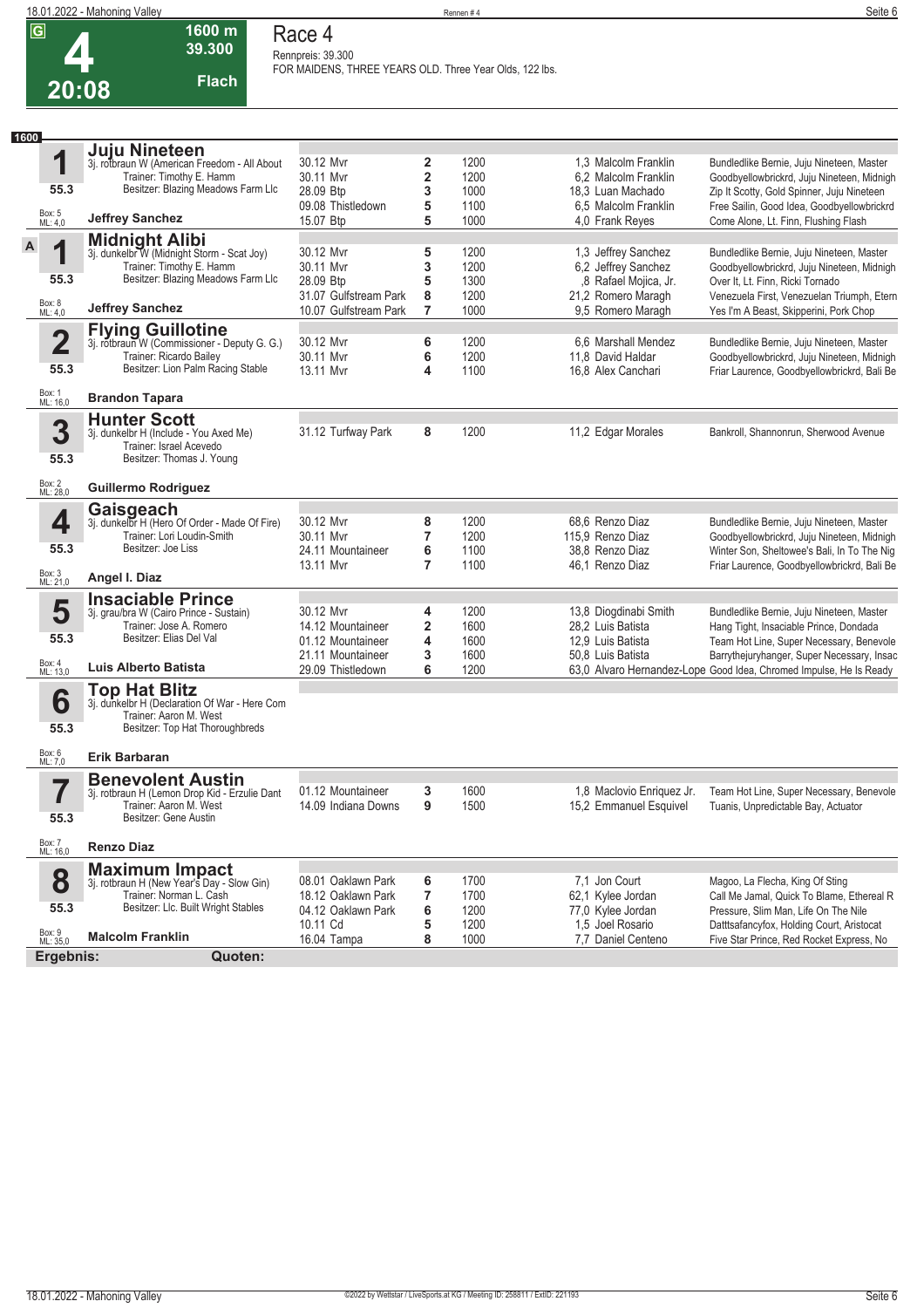# Race 4

**G** | **4** | **20:08** | **1600 m** | **39.300** | **Flach**

Rennpreis: 39.300
FOR MAIDENS, THREE YEARS OLD. Three Year Olds, 122 lbs.

**1600**

| Nr. | Pferd | Datum | Bahn | Platz | Distanz | Quote | Reiter | Einlauf |
|---|---|---|---|---|---|---|---|---|
| **1** | **Juju Nineteen** 3j. rotbraun W (American Freedom - All About | 30.12 | Mvr | 2 | 1200 | 1,3 | Malcolm Franklin | Bundledlike Bernie, Juju Nineteen, Master |
| | Trainer: Timothy E. Hamm | 30.11 | Mvr | 2 | 1200 | 6,2 | Malcolm Franklin | Goodbyellowbrickrd, Juju Nineteen, Midnigh |
| 55.3 | Besitzer: Blazing Meadows Farm Llc | 28.09 | Btp | 3 | 1000 | 18,3 | Luan Machado | Zip It Scotty, Gold Spinner, Juju Nineteen |
| Box: 5 ML: 4,0 | | 09.08 | Thistledown | 5 | 1100 | 6,5 | Malcolm Franklin | Free Sailin, Good Idea, Goodbyellowbrickrd |
| | **Jeffrey Sanchez** | 15.07 | Btp | 5 | 1000 | 4,0 | Frank Reyes | Come Alone, Lt. Finn, Flushing Flash |
| **A 1** | **Midnight Alibi** 3j. dunkelbr W (Midnight Storm - Scat Joy) | 30.12 | Mvr | 5 | 1200 | 1,3 | Jeffrey Sanchez | Bundledlike Bernie, Juju Nineteen, Master |
| | Trainer: Timothy E. Hamm | 30.11 | Mvr | 3 | 1200 | 6,2 | Jeffrey Sanchez | Goodbyellowbrickrd, Juju Nineteen, Midnigh |
| 55.3 | Besitzer: Blazing Meadows Farm Llc | 28.09 | Btp | 5 | 1300 | ,8 | Rafael Mojica, Jr. | Over It, Lt. Finn, Ricki Tornado |
| Box: 8 ML: 4,0 | | 31.07 | Gulfstream Park | 8 | 1200 | 21,2 | Romero Maragh | Venezuela First, Venezuelan Triumph, Etern |
| | **Jeffrey Sanchez** | 10.07 | Gulfstream Park | 7 | 1000 | 9,5 | Romero Maragh | Yes I'm A Beast, Skipperini, Pork Chop |
| **2** | **Flying Guillotine** 3j. rotbraun W (Commissioner - Deputy G. G.) | 30.12 | Mvr | 6 | 1200 | 6,6 | Marshall Mendez | Bundledlike Bernie, Juju Nineteen, Master |
| | Trainer: Ricardo Bailey | 30.11 | Mvr | 6 | 1200 | 11,8 | David Haldar | Goodbyellowbrickrd, Juju Nineteen, Midnigh |
| 55.3 | Besitzer: Lion Palm Racing Stable | 13.11 | Mvr | 4 | 1100 | 16,8 | Alex Canchari | Friar Laurence, Goodbyellowbrickrd, Bali Be |
| Box: 1 ML: 16,0 | **Brandon Tapara** | | | | | | | |
| **3** | **Hunter Scott** 3j. dunkelbr H (Include - You Axed Me) | 31.12 | Turfway Park | 8 | 1200 | 11,2 | Edgar Morales | Bankroll, Shannonrun, Sherwood Avenue |
| | Trainer: Israel Acevedo | | | | | | | |
| 55.3 | Besitzer: Thomas J. Young | | | | | | | |
| Box: 2 ML: 28,0 | **Guillermo Rodriguez** | | | | | | | |
| **4** | **Gaisgeach** 3j. dunkelbr H (Hero Of Order - Made Of Fire) | 30.12 | Mvr | 8 | 1200 | 68,6 | Renzo Diaz | Bundledlike Bernie, Juju Nineteen, Master |
| | Trainer: Lori Loudin-Smith | 30.11 | Mvr | 7 | 1200 | 115,9 | Renzo Diaz | Goodbyellowbrickrd, Juju Nineteen, Midnigh |
| 55.3 | Besitzer: Joe Liss | 24.11 | Mountaineer | 6 | 1100 | 38,8 | Renzo Diaz | Winter Son, Sheltowee's Bali, In To The Nig |
| Box: 3 ML: 21,0 | **Angel I. Diaz** | 13.11 | Mvr | 7 | 1100 | 46,1 | Renzo Diaz | Friar Laurence, Goodbyellowbrickrd, Bali Be |
| **5** | **Insaciable Prince** 3j. grau/bra W (Cairo Prince - Sustain) | 30.12 | Mvr | 4 | 1200 | 13,8 | Diogdinabi Smith | Bundledlike Bernie, Juju Nineteen, Master |
| | Trainer: Jose A. Romero | 14.12 | Mountaineer | 2 | 1600 | 28,2 | Luis Batista | Hang Tight, Insaciable Prince, Dondada |
| 55.3 | Besitzer: Elias Del Val | 01.12 | Mountaineer | 4 | 1600 | 12,9 | Luis Batista | Team Hot Line, Super Necessary, Benevole |
| Box: 4 ML: 13,0 | | 21.11 | Mountaineer | 3 | 1600 | 50,8 | Luis Batista | Barrythejuryhanger, Super Necessary, Insac |
| | **Luis Alberto Batista** | 29.09 | Thistledown | 6 | 1200 | 63,0 | Alvaro Hernandez-Lope | Good Idea, Chromed Impulse, He Is Ready |
| **6** | **Top Hat Blitz** 3j. dunkelbr H (Declaration Of War - Here Com | | | | | | | |
| | Trainer: Aaron M. West | | | | | | | |
| 55.3 | Besitzer: Top Hat Thoroughbreds | | | | | | | |
| Box: 6 ML: 7,0 | **Erik Barbaran** | | | | | | | |
| **7** | **Benevolent Austin** 3j. rotbraun H (Lemon Drop Kid - Erzulie Dant | 01.12 | Mountaineer | 3 | 1600 | 1,8 | Maclovio Enriquez Jr. | Team Hot Line, Super Necessary, Benevole |
| | Trainer: Aaron M. West | 14.09 | Indiana Downs | 9 | 1500 | 15,2 | Emmanuel Esquivel | Tuanis, Unpredictable Bay, Actuator |
| 55.3 | Besitzer: Gene Austin | | | | | | | |
| Box: 7 ML: 16,0 | **Renzo Diaz** | | | | | | | |
| **8** | **Maximum Impact** 3j. rotbraun H (New Year's Day - Slow Gin) | 08.01 | Oaklawn Park | 6 | 1700 | 7,1 | Jon Court | Magoo, La Flecha, King Of Sting |
| | Trainer: Norman L. Cash | 18.12 | Oaklawn Park | 7 | 1700 | 62,1 | Kylee Jordan | Call Me Jamal, Quick To Blame, Ethereal R |
| 55.3 | Besitzer: Llc. Built Wright Stables | 04.12 | Oaklawn Park | 6 | 1200 | 77,0 | Kylee Jordan | Pressure, Slim Man, Life On The Nile |
| Box: 9 ML: 35,0 | | 10.11 | Cd | 5 | 1200 | 1,5 | Joel Rosario | Datttsafancyfox, Holding Court, Aristocat |
| | **Malcolm Franklin** | 16.04 | Tampa | 8 | 1000 | 7,7 | Daniel Centeno | Five Star Prince, Red Rocket Express, No |

**Ergebnis:** **Quoten:**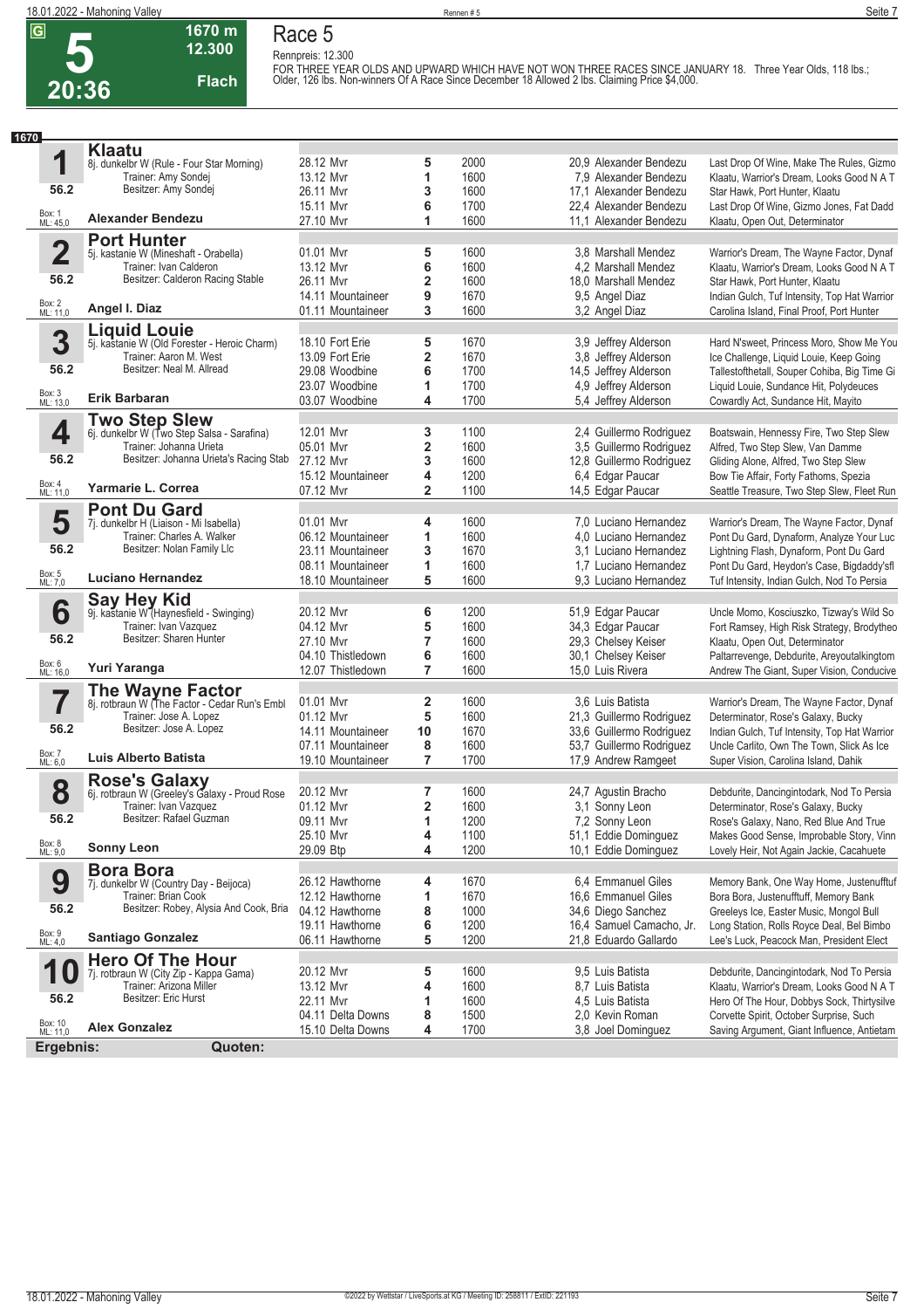# Race 5

**5** — 20:36 — G — 1670 m — 12.300 — Flach

Rennpreis: 12.300

FOR THREE YEAR OLDS AND UPWARD WHICH HAVE NOT WON THREE RACES SINCE JANUARY 18. Three Year Olds, 118 lbs.; Older, 126 lbs. Non-winners Of A Race Since December 18 Allowed 2 lbs. Claiming Price $4,000.

**1670**

## 1 Klaatu
8j. dunkelbr W (Rule - Four Star Morning)
Trainer: Amy Sondej
Besitzer: Amy Sondej
56.2
Box: 1 ML: 45,0
**Alexander Bendezu**

| | | | | | |
|---|---|---|---|---|---|
| 28.12 | Mvr | 5 | 2000 | 20,9 Alexander Bendezu | Last Drop Of Wine, Make The Rules, Gizmo |
| 13.12 | Mvr | 1 | 1600 | 7,9 Alexander Bendezu | Klaatu, Warrior's Dream, Looks Good N A T |
| 26.11 | Mvr | 3 | 1600 | 17,1 Alexander Bendezu | Star Hawk, Port Hunter, Klaatu |
| 15.11 | Mvr | 6 | 1700 | 22,4 Alexander Bendezu | Last Drop Of Wine, Gizmo Jones, Fat Dadd |
| 27.10 | Mvr | 1 | 1600 | 11,1 Alexander Bendezu | Klaatu, Open Out, Determinator |

## 2 Port Hunter
5j. kastanie W (Mineshaft - Orabella)
Trainer: Ivan Calderon
Besitzer: Calderon Racing Stable
56.2
Box: 2 ML: 11,0
**Angel I. Diaz**

| | | | | | |
|---|---|---|---|---|---|
| 01.01 | Mvr | 5 | 1600 | 3,8 Marshall Mendez | Warrior's Dream, The Wayne Factor, Dynaf |
| 13.12 | Mvr | 6 | 1600 | 4,2 Marshall Mendez | Klaatu, Warrior's Dream, Looks Good N A T |
| 26.11 | Mvr | 2 | 1600 | 18,0 Marshall Mendez | Star Hawk, Port Hunter, Klaatu |
| 14.11 | Mountaineer | 9 | 1670 | 9,5 Angel Diaz | Indian Gulch, Tuf Intensity, Top Hat Warrior |
| 01.11 | Mountaineer | 3 | 1600 | 3,2 Angel Diaz | Carolina Island, Final Proof, Port Hunter |

## 3 Liquid Louie
5j. kastanie W (Old Forester - Heroic Charm)
Trainer: Aaron M. West
Besitzer: Neal M. Allread
56.2
Box: 3 ML: 13,0
**Erik Barbaran**

| | | | | | |
|---|---|---|---|---|---|
| 18.10 | Fort Erie | 5 | 1670 | 3,9 Jeffrey Alderson | Hard N'sweet, Princess Moro, Show Me You |
| 13.09 | Fort Erie | 2 | 1670 | 3,8 Jeffrey Alderson | Ice Challenge, Liquid Louie, Keep Going |
| 29.08 | Woodbine | 6 | 1700 | 14,5 Jeffrey Alderson | Tallestofthetall, Souper Cohiba, Big Time Gi |
| 23.07 | Woodbine | 1 | 1700 | 4,9 Jeffrey Alderson | Liquid Louie, Sundance Hit, Polydeuces |
| 03.07 | Woodbine | 4 | 1700 | 5,4 Jeffrey Alderson | Cowardly Act, Sundance Hit, Mayito |

## 4 Two Step Slew
6j. dunkelbr W (Two Step Salsa - Sarafina)
Trainer: Johanna Urieta
Besitzer: Johanna Urieta's Racing Stab
56.2
Box: 4 ML: 11,0
**Yarmarie L. Correa**

| | | | | | |
|---|---|---|---|---|---|
| 12.01 | Mvr | 3 | 1100 | 2,4 Guillermo Rodriguez | Boatswain, Hennessy Fire, Two Step Slew |
| 05.01 | Mvr | 2 | 1600 | 3,5 Guillermo Rodriguez | Alfred, Two Step Slew, Van Damme |
| 27.12 | Mvr | 3 | 1600 | 12,8 Guillermo Rodriguez | Gliding Alone, Alfred, Two Step Slew |
| 15.12 | Mountaineer | 4 | 1200 | 6,4 Edgar Paucar | Bow Tie Affair, Forty Fathoms, Spezia |
| 07.12 | Mvr | 2 | 1100 | 14,5 Edgar Paucar | Seattle Treasure, Two Step Slew, Fleet Run |

## 5 Pont Du Gard
7j. dunkelbr H (Liaison - Mi Isabella)
Trainer: Charles A. Walker
Besitzer: Nolan Family Llc
56.2
Box: 5 ML: 7,0
**Luciano Hernandez**

| | | | | | |
|---|---|---|---|---|---|
| 01.01 | Mvr | 4 | 1600 | 7,0 Luciano Hernandez | Warrior's Dream, The Wayne Factor, Dynaf |
| 06.12 | Mountaineer | 1 | 1600 | 4,0 Luciano Hernandez | Pont Du Gard, Dynaform, Analyze Your Luc |
| 23.11 | Mountaineer | 3 | 1670 | 3,1 Luciano Hernandez | Lightning Flash, Dynaform, Pont Du Gard |
| 08.11 | Mountaineer | 1 | 1600 | 1,7 Luciano Hernandez | Pont Du Gard, Heydon's Case, Bigdaddy'sfl |
| 18.10 | Mountaineer | 5 | 1600 | 9,3 Luciano Hernandez | Tuf Intensity, Indian Gulch, Nod To Persia |

## 6 Say Hey Kid
9j. kastanie W (Haynesfield - Swinging)
Trainer: Ivan Vazquez
Besitzer: Sharen Hunter
56.2
Box: 6 ML: 16,0
**Yuri Yaranga**

| | | | | | |
|---|---|---|---|---|---|
| 20.12 | Mvr | 6 | 1200 | 51,9 Edgar Paucar | Uncle Momo, Kosciuszko, Tizway's Wild So |
| 04.12 | Mvr | 5 | 1600 | 34,3 Edgar Paucar | Fort Ramsey, High Risk Strategy, Brodytheo |
| 27.10 | Mvr | 7 | 1600 | 29,3 Chelsey Keiser | Klaatu, Open Out, Determinator |
| 04.10 | Thistledown | 6 | 1600 | 30,1 Chelsey Keiser | Paltarrevenge, Debdurite, Areyoutalkingtom |
| 12.07 | Thistledown | 7 | 1600 | 15,0 Luis Rivera | Andrew The Giant, Super Vision, Conducive |

## 7 The Wayne Factor
8j. rotbraun W (The Factor - Cedar Run's Embl
Trainer: Jose A. Lopez
Besitzer: Jose A. Lopez
56.2
Box: 7 ML: 6,0
**Luis Alberto Batista**

| | | | | | |
|---|---|---|---|---|---|
| 01.01 | Mvr | 2 | 1600 | 3,6 Luis Batista | Warrior's Dream, The Wayne Factor, Dynaf |
| 01.12 | Mvr | 5 | 1600 | 21,3 Guillermo Rodriguez | Determinator, Rose's Galaxy, Bucky |
| 14.11 | Mountaineer | 10 | 1670 | 33,6 Guillermo Rodriguez | Indian Gulch, Tuf Intensity, Top Hat Warrior |
| 07.11 | Mountaineer | 8 | 1600 | 53,7 Guillermo Rodriguez | Uncle Carlito, Own The Town, Slick As Ice |
| 19.10 | Mountaineer | 7 | 1700 | 17,9 Andrew Ramgeet | Super Vision, Carolina Island, Dahik |

## 8 Rose's Galaxy
6j. rotbraun W (Greeley's Galaxy - Proud Rose
Trainer: Ivan Vazquez
Besitzer: Rafael Guzman
56.2
Box: 8 ML: 9,0
**Sonny Leon**

| | | | | | |
|---|---|---|---|---|---|
| 20.12 | Mvr | 7 | 1600 | 24,7 Agustin Bracho | Debdurite, Dancingintodark, Nod To Persia |
| 01.12 | Mvr | 2 | 1600 | 3,1 Sonny Leon | Determinator, Rose's Galaxy, Bucky |
| 09.11 | Mvr | 1 | 1200 | 7,2 Sonny Leon | Rose's Galaxy, Nano, Red Blue And True |
| 25.10 | Mvr | 4 | 1100 | 51,1 Eddie Dominguez | Makes Good Sense, Improbable Story, Vinn |
| 29.09 | Btp | 4 | 1200 | 10,1 Eddie Dominguez | Lovely Heir, Not Again Jackie, Cacahuete |

## 9 Bora Bora
7j. dunkelbr W (Country Day - Beijoca)
Trainer: Brian Cook
Besitzer: Robey, Alysia And Cook, Bria
56.2
Box: 9 ML: 4,0
**Santiago Gonzalez**

| | | | | | |
|---|---|---|---|---|---|
| 26.12 | Hawthorne | 4 | 1670 | 6,4 Emmanuel Giles | Memory Bank, One Way Home, Justenufftuf |
| 12.12 | Hawthorne | 1 | 1670 | 16,6 Emmanuel Giles | Bora Bora, Justenufftuff, Memory Bank |
| 04.12 | Hawthorne | 8 | 1000 | 34,6 Diego Sanchez | Greeleys Ice, Easter Music, Mongol Bull |
| 19.11 | Hawthorne | 6 | 1200 | 16,4 Samuel Camacho, Jr. | Long Station, Rolls Royce Deal, Bel Bimbo |
| 06.11 | Hawthorne | 5 | 1200 | 21,8 Eduardo Gallardo | Lee's Luck, Peacock Man, President Elect |

## 10 Hero Of The Hour
7j. rotbraun W (City Zip - Kappa Gama)
Trainer: Arizona Miller
Besitzer: Eric Hurst
56.2
Box: 10 ML: 11,0
**Alex Gonzalez**

| | | | | | |
|---|---|---|---|---|---|
| 20.12 | Mvr | 5 | 1600 | 9,5 Luis Batista | Debdurite, Dancingintodark, Nod To Persia |
| 13.12 | Mvr | 4 | 1600 | 8,7 Luis Batista | Klaatu, Warrior's Dream, Looks Good N A T |
| 22.11 | Mvr | 1 | 1600 | 4,5 Luis Batista | Hero Of The Hour, Dobbys Sock, Thirtysilve |
| 04.11 | Delta Downs | 8 | 1500 | 2,0 Kevin Roman | Corvette Spirit, October Surprise, Such |
| 15.10 | Delta Downs | 4 | 1700 | 3,8 Joel Dominguez | Saving Argument, Giant Influence, Antietam |

**Ergebnis:** **Quoten:**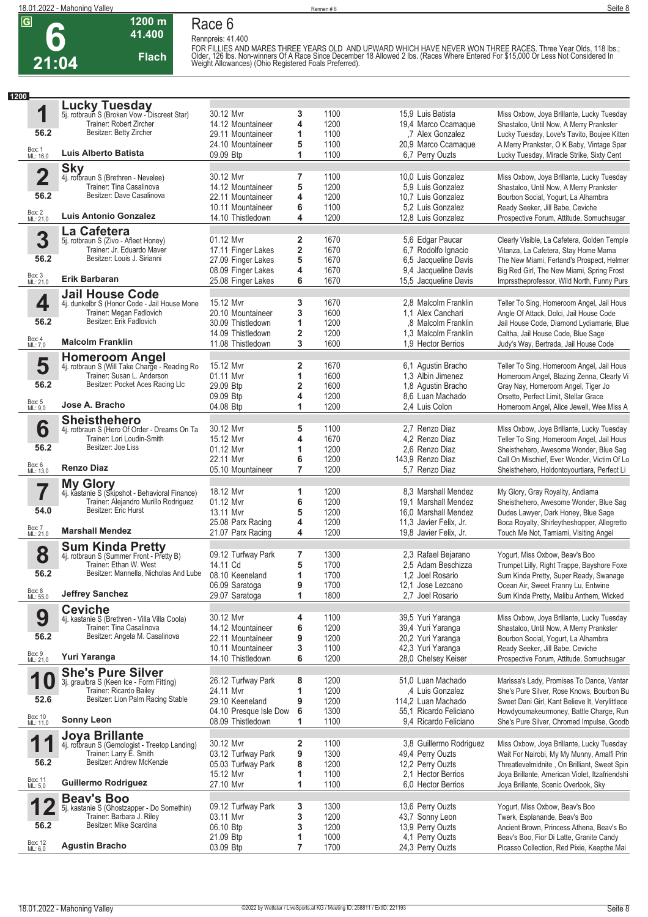# 6

G | 1200 m | 41.400 | Flach | 21:04

## Race 6

Rennpreis: 41.400

FOR FILLIES AND MARES THREE YEARS OLD AND UPWARD WHICH HAVE NEVER WON THREE RACES. Three Year Olds, 118 lbs.; Older, 126 lbs. Non-winners Of A Race Since December 18 Allowed 2 lbs. (Races Where Entered For $15,000 Or Less Not Considered In Weight Allowances) (Ohio Registered Foals Preferred).

**1200**

### 1 Lucky Tuesday
5j. rotbraun S (Broken Vow - Discreet Star)
Trainer: Robert Zircher
Besitzer: Betty Zircher
56.2 | Box: 1 | ML: 16,0
**Luis Alberto Batista**

| | | | | | |
|---|---|---|---|---|---|
| 30.12 Mvr | 3 | 1100 | 15,9 Luis Batista | Miss Oxbow, Joya Brillante, Lucky Tuesday |
| 14.12 Mountaineer | 4 | 1200 | 19,4 Marco Ccamaque | Shastaloo, Until Now, A Merry Prankster |
| 29.11 Mountaineer | 1 | 1100 | ,7 Alex Gonzalez | Lucky Tuesday, Love's Tavito, Boujee Kitten |
| 24.10 Mountaineer | 5 | 1100 | 20,9 Marco Ccamaque | A Merry Prankster, O K Baby, Vintage Spar |
| 09.09 Btp | 1 | 1100 | 6,7 Perry Ouzts | Lucky Tuesday, Miracle Strike, Sixty Cent |

### 2 Sky
4j. rotbraun S (Brethren - Nevelee)
Trainer: Tina Casalinova
Besitzer: Dave Casalinova
56.2 | Box: 2 | ML: 21,0
**Luis Antonio Gonzalez**

| | | | | |
|---|---|---|---|---|
| 30.12 Mvr | 7 | 1100 | 10,0 Luis Gonzalez | Miss Oxbow, Joya Brillante, Lucky Tuesday |
| 14.12 Mountaineer | 5 | 1200 | 5,9 Luis Gonzalez | Shastaloo, Until Now, A Merry Prankster |
| 22.11 Mountaineer | 4 | 1200 | 10,7 Luis Gonzalez | Bourbon Social, Yogurt, La Alhambra |
| 10.11 Mountaineer | 6 | 1100 | 5,2 Luis Gonzalez | Ready Seeker, Jill Babe, Ceviche |
| 14.10 Thistledown | 4 | 1200 | 12,8 Luis Gonzalez | Prospective Forum, Attitude, Somuchsugar |

### 3 La Cafetera
5j. rotbraun S (Zivo - Afleet Honey)
Trainer: Jr. Eduardo Maver
Besitzer: Louis J. Sirianni
56.2 | Box: 3 | ML: 21,0
**Erik Barbaran**

| | | | | |
|---|---|---|---|---|
| 01.12 Mvr | 2 | 1670 | 5,6 Edgar Paucar | Clearly Visible, La Cafetera, Golden Temple |
| 17.11 Finger Lakes | 2 | 1670 | 6,7 Rodolfo Ignacio | Vitanza, La Cafetera, Stay Home Mama |
| 27.09 Finger Lakes | 5 | 1670 | 6,5 Jacqueline Davis | The New Miami, Ferland's Prospect, Helmer |
| 08.09 Finger Lakes | 4 | 1670 | 9,4 Jacqueline Davis | Big Red Girl, The New Miami, Spring Frost |
| 25.08 Finger Lakes | 6 | 1670 | 15,5 Jacqueline Davis | Imprsstheprofessor, Wild North, Funny Purs |

### 4 Jail House Code
4j. dunkelbr S (Honor Code - Jail House Mone
Trainer: Megan Fadlovich
Besitzer: Erik Fadlovich
56.2 | Box: 4 | ML: 7,0
**Malcolm Franklin**

| | | | | |
|---|---|---|---|---|
| 15.12 Mvr | 3 | 1670 | 2,8 Malcolm Franklin | Teller To Sing, Homeroom Angel, Jail Hous |
| 20.10 Mountaineer | 3 | 1600 | 1,1 Alex Canchari | Angle Of Attack, Dolci, Jail House Code |
| 30.09 Thistledown | 1 | 1200 | ,8 Malcolm Franklin | Jail House Code, Diamond Lydiamarie, Blue |
| 14.09 Thistledown | 2 | 1200 | 1,3 Malcolm Franklin | Caltha, Jail House Code, Blue Sage |
| 11.08 Thistledown | 3 | 1600 | 1,9 Hector Berrios | Judy's Way, Bertrada, Jail House Code |

### 5 Homeroom Angel
4j. rotbraun S (Will Take Charge - Reading Ro
Trainer: Susan L. Anderson
Besitzer: Pocket Aces Racing Llc
56.2 | Box: 5 | ML: 9,0
**Jose A. Bracho**

| | | | | |
|---|---|---|---|---|
| 15.12 Mvr | 2 | 1670 | 6,1 Agustin Bracho | Teller To Sing, Homeroom Angel, Jail Hous |
| 01.11 Mvr | 1 | 1600 | 1,3 Albin Jimenez | Homeroom Angel, Blazing Zenna, Clearly Vi |
| 29.09 Btp | 2 | 1600 | 1,8 Agustin Bracho | Gray Nay, Homeroom Angel, Tiger Jo |
| 09.09 Btp | 4 | 1200 | 8,6 Luan Machado | Orsetto, Perfect Limit, Stellar Grace |
| 04.08 Btp | 1 | 1200 | 2,4 Luis Colon | Homeroom Angel, Alice Jewell, Wee Miss A |

### 6 Sheisthehero
4j. rotbraun S (Hero Of Order - Dreams On Ta
Trainer: Lori Loudin-Smith
Besitzer: Joe Liss
56.2 | Box: 6 | ML: 13,0
**Renzo Diaz**

| | | | | |
|---|---|---|---|---|
| 30.12 Mvr | 5 | 1100 | 2,7 Renzo Diaz | Miss Oxbow, Joya Brillante, Lucky Tuesday |
| 15.12 Mvr | 4 | 1670 | 4,2 Renzo Diaz | Teller To Sing, Homeroom Angel, Jail Hous |
| 01.12 Mvr | 1 | 1200 | 2,6 Renzo Diaz | Sheisthehero, Awesome Wonder, Blue Sag |
| 22.11 Mvr | 6 | 1200 | 143,9 Renzo Diaz | Call On Mischief, Ever Wonder, Victim Of Lo |
| 05.10 Mountaineer | 7 | 1200 | 5,7 Renzo Diaz | Sheisthehero, Holdontoyourtiara, Perfect Li |

### 7 My Glory
4j. kastanie S (Skipshot - Behavioral Finance)
Trainer: Alejandro Murillo Rodriguez
Besitzer: Eric Hurst
54.0 | Box: 7 | ML: 21,0
**Marshall Mendez**

| | | | | |
|---|---|---|---|---|
| 18.12 Mvr | 1 | 1200 | 8,3 Marshall Mendez | My Glory, Gray Royality, Andiama |
| 01.12 Mvr | 6 | 1200 | 19,1 Marshall Mendez | Sheisthehero, Awesome Wonder, Blue Sag |
| 13.11 Mvr | 5 | 1200 | 16,0 Marshall Mendez | Dudes Lawyer, Dark Honey, Blue Sage |
| 25.08 Parx Racing | 4 | 1200 | 11,3 Javier Felix, Jr. | Boca Royalty, Shirleytheshopper, Allegretto |
| 21.07 Parx Racing | 4 | 1200 | 19,8 Javier Felix, Jr. | Touch Me Not, Tamiami, Visiting Angel |

### 8 Sum Kinda Pretty
4j. rotbraun S (Summer Front - Pretty B)
Trainer: Ethan W. West
Besitzer: Mannella, Nicholas And Lube
56.2 | Box: 8 | ML: 55,0
**Jeffrey Sanchez**

| | | | | |
|---|---|---|---|---|
| 09.12 Turfway Park | 7 | 1300 | 2,3 Rafael Bejarano | Yogurt, Miss Oxbow, Beav's Boo |
| 14.11 Cd | 5 | 1700 | 2,5 Adam Beschizza | Trumpet Lilly, Right Trappe, Bayshore Foxe |
| 08.10 Keeneland | 1 | 1700 | 1,2 Joel Rosario | Sum Kinda Pretty, Super Ready, Swanage |
| 06.09 Saratoga | 9 | 1700 | 12,1 Jose Lezcano | Ocean Air, Sweet Franny Lu, Entwine |
| 29.07 Saratoga | 1 | 1800 | 2,7 Joel Rosario | Sum Kinda Pretty, Malibu Anthem, Wicked |

### 9 Ceviche
4j. kastanie S (Brethren - Villa Villa Coola)
Trainer: Tina Casalinova
Besitzer: Angela M. Casalinova
56.2 | Box: 9 | ML: 21,0
**Yuri Yaranga**

| | | | | |
|---|---|---|---|---|
| 30.12 Mvr | 4 | 1100 | 39,5 Yuri Yaranga | Miss Oxbow, Joya Brillante, Lucky Tuesday |
| 14.12 Mountaineer | 6 | 1200 | 39,4 Yuri Yaranga | Shastaloo, Until Now, A Merry Prankster |
| 22.11 Mountaineer | 9 | 1200 | 20,2 Yuri Yaranga | Bourbon Social, Yogurt, La Alhambra |
| 10.11 Mountaineer | 3 | 1100 | 42,3 Yuri Yaranga | Ready Seeker, Jill Babe, Ceviche |
| 14.10 Thistledown | 6 | 1200 | 28,0 Chelsey Keiser | Prospective Forum, Attitude, Somuchsugar |

### 10 She's Pure Silver
3j. grau/bra S (Keen Ice - Form Fitting)
Trainer: Ricardo Bailey
Besitzer: Lion Palm Racing Stable
52.6 | Box: 10 | ML: 11,0
**Sonny Leon**

| | | | | |
|---|---|---|---|---|
| 26.12 Turfway Park | 8 | 1200 | 51,0 Luan Machado | Marissa's Lady, Promises To Dance, Vantar |
| 24.11 Mvr | 1 | 1200 | ,4 Luis Gonzalez | She's Pure Silver, Rose Knows, Bourbon Bu |
| 29.10 Keeneland | 9 | 1200 | 114,2 Luan Machado | Sweet Dani Girl, Kant Believe It, Verylittlece |
| 04.10 Presque Isle Dow | 6 | 1300 | 55,1 Ricardo Feliciano | Howdyoumakeurmoney, Battle Charge, Run |
| 08.09 Thistledown | 1 | 1100 | 9,4 Ricardo Feliciano | She's Pure Silver, Chromed Impulse, Goodb |

### 11 Joya Brillante
4j. rotbraun S (Gemologist - Treetop Landing)
Trainer: Larry E. Smith
Besitzer: Andrew McKenzie
56.2 | Box: 11 | ML: 5,0
**Guillermo Rodriguez**

| | | | | |
|---|---|---|---|---|
| 30.12 Mvr | 2 | 1100 | 3,8 Guillermo Rodriguez | Miss Oxbow, Joya Brillante, Lucky Tuesday |
| 03.12 Turfway Park | 9 | 1300 | 49,4 Perry Ouzts | Wait For Nairobi, My My Munny, Amalfi Prin |
| 05.03 Turfway Park | 8 | 1200 | 12,2 Perry Ouzts | Threatlevelmidnite , On Brilliant, Sweet Spin |
| 15.12 Mvr | 1 | 1100 | 2,1 Hector Berrios | Joya Brillante, American Violet, Itzafriendshi |
| 27.10 Mvr | 1 | 1100 | 6,0 Hector Berrios | Joya Brillante, Scenic Overlook, Sky |

### 12 Beav's Boo
5j. kastanie S (Ghostzapper - Do Somethin)
Trainer: Barbara J. Riley
Besitzer: Mike Scardina
56.2 | Box: 12 | ML: 6,0
**Agustin Bracho**

| | | | | |
|---|---|---|---|---|
| 09.12 Turfway Park | 3 | 1300 | 13,6 Perry Ouzts | Yogurt, Miss Oxbow, Beav's Boo |
| 03.11 Mvr | 3 | 1200 | 43,7 Sonny Leon | Twerk, Esplanande, Beav's Boo |
| 06.10 Btp | 3 | 1200 | 13,9 Perry Ouzts | Ancient Brown, Princess Athena, Beav's Bo |
| 21.09 Btp | 1 | 1000 | 4,1 Perry Ouzts | Beav's Boo, Fior Di Latte, Granite Candy |
| 03.09 Btp | 7 | 1700 | 24,3 Perry Ouzts | Picasso Collection, Red Pixie, Keepthe Mai |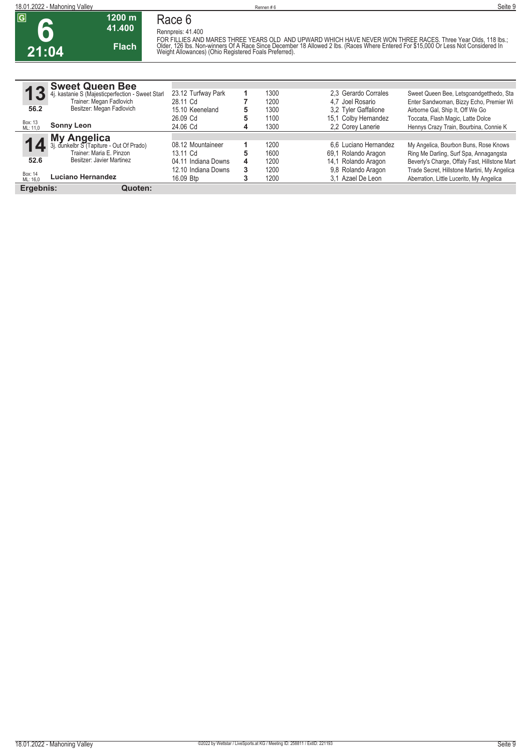**G**

# 6

**21:04**

**1200 m**
**41.400**
**Flach**

## Race 6

Rennpreis: 41.400

FOR FILLIES AND MARES THREE YEARS OLD AND UPWARD WHICH HAVE NEVER WON THREE RACES. Three Year Olds, 118 lbs.; Older, 126 lbs. Non-winners Of A Race Since December 18 Allowed 2 lbs. (Races Where Entered For $15,000 Or Less Not Considered In Weight Allowances) (Ohio Registered Foals Preferred).

### 13 Sweet Queen Bee

4j. kastanie S (Majesticperfection - Sweet Starl
Trainer: Megan Fadlovich
Besitzer: Megan Fadlovich

56.2

Box: 13
ML: 11,0

**Sonny Leon**

| | | | | |
|---|---|---|---|---|
| 23.12 Turfway Park | 1 | 1300 | 2,3 Gerardo Corrales | Sweet Queen Bee, Letsgoandgetthedo, Sta |
| 28.11 Cd | 7 | 1200 | 4,7 Joel Rosario | Enter Sandwoman, Bizzy Echo, Premier Wi |
| 15.10 Keeneland | 5 | 1300 | 3,2 Tyler Gaffalione | Airborne Gal, Ship It, Off We Go |
| 26.09 Cd | 5 | 1100 | 15,1 Colby Hernandez | Toccata, Flash Magic, Latte Dolce |
| 24.06 Cd | 4 | 1300 | 2,2 Corey Lanerie | Hennys Crazy Train, Bourbina, Connie K |

### 14 My Angelica

3j. dunkelbr S (Tapiture - Out Of Prado)
Trainer: Maria E. Pinzon
Besitzer: Javier Martinez

52.6

Box: 14
ML: 16,0

**Luciano Hernandez**

| | | | | |
|---|---|---|---|---|
| 08.12 Mountaineer | 1 | 1200 | 6,6 Luciano Hernandez | My Angelica, Bourbon Buns, Rose Knows |
| 13.11 Cd | 5 | 1600 | 69,1 Rolando Aragon | Ring Me Darling, Surf Spa, Annagangsta |
| 04.11 Indiana Downs | 4 | 1200 | 14,1 Rolando Aragon | Beverly's Charge, Offaly Fast, Hillstone Mart |
| 12.10 Indiana Downs | 3 | 1200 | 9,8 Rolando Aragon | Trade Secret, Hillstone Martini, My Angelica |
| 16.09 Btp | 3 | 1200 | 3,1 Azael De Leon | Aberration, Little Lucerito, My Angelica |

**Ergebnis:** **Quoten:**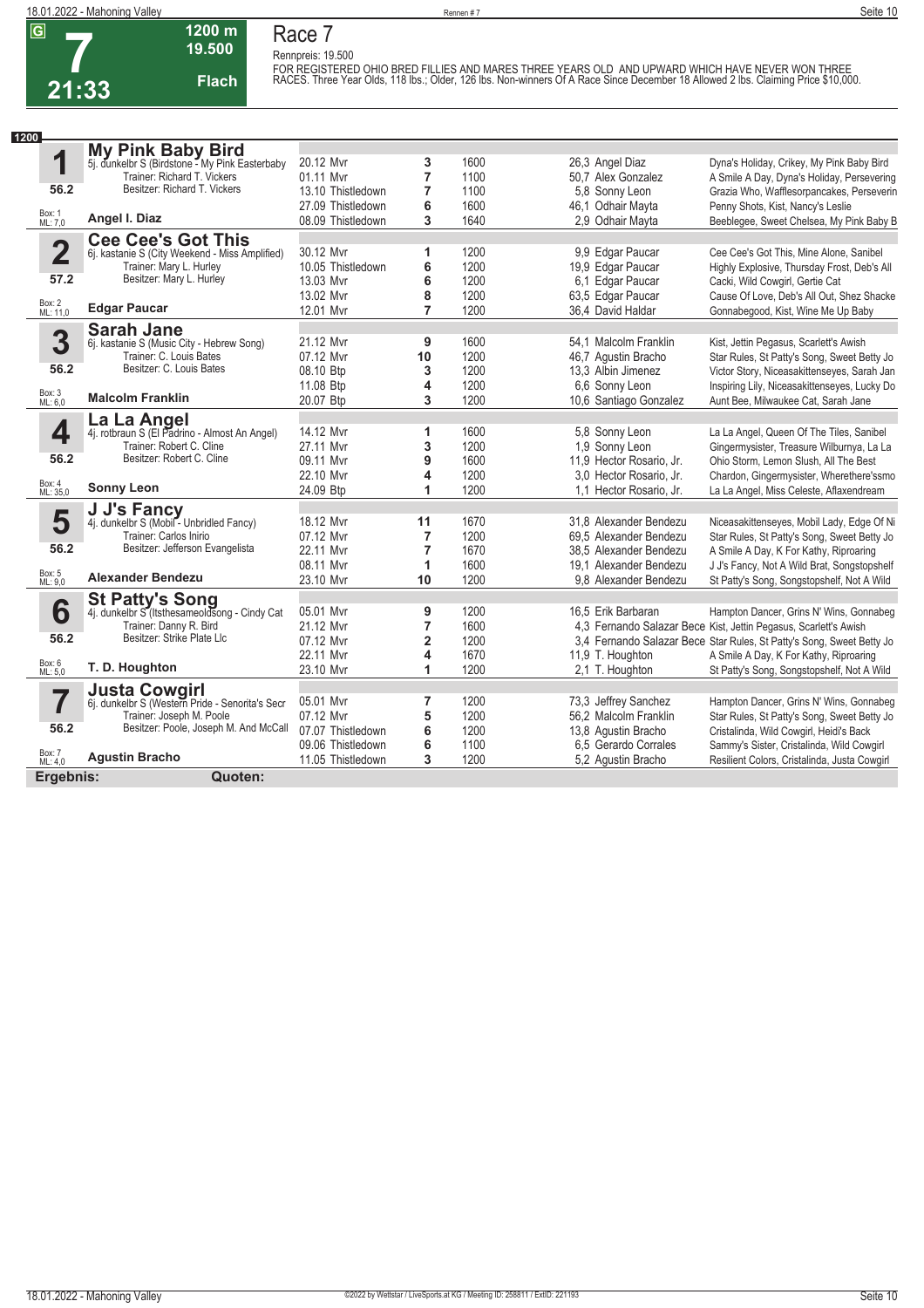# 7

**21:33**

**1200 m**
**19.500**
**Flach**

## Race 7

Rennpreis: 19.500

FOR REGISTERED OHIO BRED FILLIES AND MARES THREE YEARS OLD AND UPWARD WHICH HAVE NEVER WON THREE RACES. Three Year Olds, 118 lbs.; Older, 126 lbs. Non-winners Of A Race Since December 18 Allowed 2 lbs. Claiming Price $10,000.

**1200**

### 1 My Pink Baby Bird
5j. dunkelbr S (Birdstone - My Pink Easterbaby)
Trainer: Richard T. Vickers
Besitzer: Richard T. Vickers
56.2
Box: 1
ML: 7,0
**Angel I. Diaz**

| Datum | Bahn | Platz | Distanz | Quote / Jockey | Einlauf |
|---|---|---|---|---|---|
| 20.12 | Mvr | 3 | 1600 | 26,3 Angel Diaz | Dyna's Holiday, Crikey, My Pink Baby Bird |
| 01.11 | Mvr | 7 | 1100 | 50,7 Alex Gonzalez | A Smile A Day, Dyna's Holiday, Persevering |
| 13.10 | Thistledown | 7 | 1100 | 5,8 Sonny Leon | Grazia Who, Wafflesorpancakes, Perseverin |
| 27.09 | Thistledown | 6 | 1600 | 46,1 Odhair Mayta | Penny Shots, Kist, Nancy's Leslie |
| 08.09 | Thistledown | 3 | 1640 | 2,9 Odhair Mayta | Beeblegee, Sweet Chelsea, My Pink Baby B |

### 2 Cee Cee's Got This
6j. kastanie S (City Weekend - Miss Amplified)
Trainer: Mary L. Hurley
Besitzer: Mary L. Hurley
57.2
Box: 2
ML: 11,0
**Edgar Paucar**

| Datum | Bahn | Platz | Distanz | Quote / Jockey | Einlauf |
|---|---|---|---|---|---|
| 30.12 | Mvr | 1 | 1200 | 9,9 Edgar Paucar | Cee Cee's Got This, Mine Alone, Sanibel |
| 10.05 | Thistledown | 6 | 1200 | 19,9 Edgar Paucar | Highly Explosive, Thursday Frost, Deb's All |
| 13.03 | Mvr | 6 | 1200 | 6,1 Edgar Paucar | Cacki, Wild Cowgirl, Gertie Cat |
| 13.02 | Mvr | 8 | 1200 | 63,5 Edgar Paucar | Cause Of Love, Deb's All Out, Shez Shacke |
| 12.01 | Mvr | 7 | 1200 | 36,4 David Haldar | Gonnabegood, Kist, Wine Me Up Baby |

### 3 Sarah Jane
6j. kastanie S (Music City - Hebrew Song)
Trainer: C. Louis Bates
Besitzer: C. Louis Bates
56.2
Box: 3
ML: 6,0
**Malcolm Franklin**

| Datum | Bahn | Platz | Distanz | Quote / Jockey | Einlauf |
|---|---|---|---|---|---|
| 21.12 | Mvr | 9 | 1600 | 54,1 Malcolm Franklin | Kist, Jettin Pegasus, Scarlett's Awish |
| 07.12 | Mvr | 10 | 1200 | 46,7 Agustin Bracho | Star Rules, St Patty's Song, Sweet Betty Jo |
| 08.10 | Btp | 3 | 1200 | 13,3 Albin Jimenez | Victor Story, Niceasakittenseyes, Sarah Jan |
| 11.08 | Btp | 4 | 1200 | 6,6 Sonny Leon | Inspiring Lily, Niceasakittenseyes, Lucky Do |
| 20.07 | Btp | 3 | 1200 | 10,6 Santiago Gonzalez | Aunt Bee, Milwaukee Cat, Sarah Jane |

### 4 La La Angel
4j. rotbraun S (El Padrino - Almost An Angel)
Trainer: Robert C. Cline
Besitzer: Robert C. Cline
56.2
Box: 4
ML: 35,0
**Sonny Leon**

| Datum | Bahn | Platz | Distanz | Quote / Jockey | Einlauf |
|---|---|---|---|---|---|
| 14.12 | Mvr | 1 | 1600 | 5,8 Sonny Leon | La La Angel, Queen Of The Tiles, Sanibel |
| 27.11 | Mvr | 3 | 1200 | 1,9 Sonny Leon | Gingermysister, Treasure Wilburnya, La La |
| 09.11 | Mvr | 9 | 1600 | 11,9 Hector Rosario, Jr. | Ohio Storm, Lemon Slush, All The Best |
| 22.10 | Mvr | 4 | 1200 | 3,0 Hector Rosario, Jr. | Chardon, Gingermysister, Wherethere'ssmo |
| 24.09 | Btp | 1 | 1200 | 1,1 Hector Rosario, Jr. | La La Angel, Miss Celeste, Aflaxendream |

### 5 J J's Fancy
4j. dunkelbr S (Mobil - Unbridled Fancy)
Trainer: Carlos Inirio
Besitzer: Jefferson Evangelista
56.2
Box: 5
ML: 9,0
**Alexander Bendezu**

| Datum | Bahn | Platz | Distanz | Quote / Jockey | Einlauf |
|---|---|---|---|---|---|
| 18.12 | Mvr | 11 | 1670 | 31,8 Alexander Bendezu | Niceasakittenseyes, Mobil Lady, Edge Of Ni |
| 07.12 | Mvr | 7 | 1200 | 69,5 Alexander Bendezu | Star Rules, St Patty's Song, Sweet Betty Jo |
| 22.11 | Mvr | 7 | 1670 | 38,5 Alexander Bendezu | A Smile A Day, K For Kathy, Riproaring |
| 08.11 | Mvr | 1 | 1600 | 19,1 Alexander Bendezu | J J's Fancy, Not A Wild Brat, Songstopshelf |
| 23.10 | Mvr | 10 | 1200 | 9,8 Alexander Bendezu | St Patty's Song, Songstopshelf, Not A Wild |

### 6 St Patty's Song
4j. dunkelbr S (Itsthesameoldsong - Cindy Cat)
Trainer: Danny R. Bird
Besitzer: Strike Plate Llc
56.2
Box: 6
ML: 5,0
**T. D. Houghton**

| Datum | Bahn | Platz | Distanz | Quote / Jockey | Einlauf |
|---|---|---|---|---|---|
| 05.01 | Mvr | 9 | 1200 | 16,5 Erik Barbaran | Hampton Dancer, Grins N' Wins, Gonnabeg |
| 21.12 | Mvr | 7 | 1600 | 4,3 Fernando Salazar Bece | Kist, Jettin Pegasus, Scarlett's Awish |
| 07.12 | Mvr | 2 | 1200 | 3,4 Fernando Salazar Bece | Star Rules, St Patty's Song, Sweet Betty Jo |
| 22.11 | Mvr | 4 | 1670 | 11,9 T. Houghton | A Smile A Day, K For Kathy, Riproaring |
| 23.10 | Mvr | 1 | 1200 | 2,1 T. Houghton | St Patty's Song, Songstopshelf, Not A Wild |

### 7 Justa Cowgirl
6j. dunkelbr S (Western Pride - Senorita's Secr)
Trainer: Joseph M. Poole
Besitzer: Poole, Joseph M. And McCall
56.2
Box: 7
ML: 4,0
**Agustin Bracho**

| Datum | Bahn | Platz | Distanz | Quote / Jockey | Einlauf |
|---|---|---|---|---|---|
| 05.01 | Mvr | 7 | 1200 | 73,3 Jeffrey Sanchez | Hampton Dancer, Grins N' Wins, Gonnabeg |
| 07.12 | Mvr | 5 | 1200 | 56,2 Malcolm Franklin | Star Rules, St Patty's Song, Sweet Betty Jo |
| 07.07 | Thistledown | 6 | 1200 | 13,8 Agustin Bracho | Cristalinda, Wild Cowgirl, Heidi's Back |
| 09.06 | Thistledown | 6 | 1100 | 6,5 Gerardo Corrales | Sammy's Sister, Cristalinda, Wild Cowgirl |
| 11.05 | Thistledown | 3 | 1200 | 5,2 Agustin Bracho | Resilient Colors, Cristalinda, Justa Cowgirl |

**Ergebnis:** **Quoten:**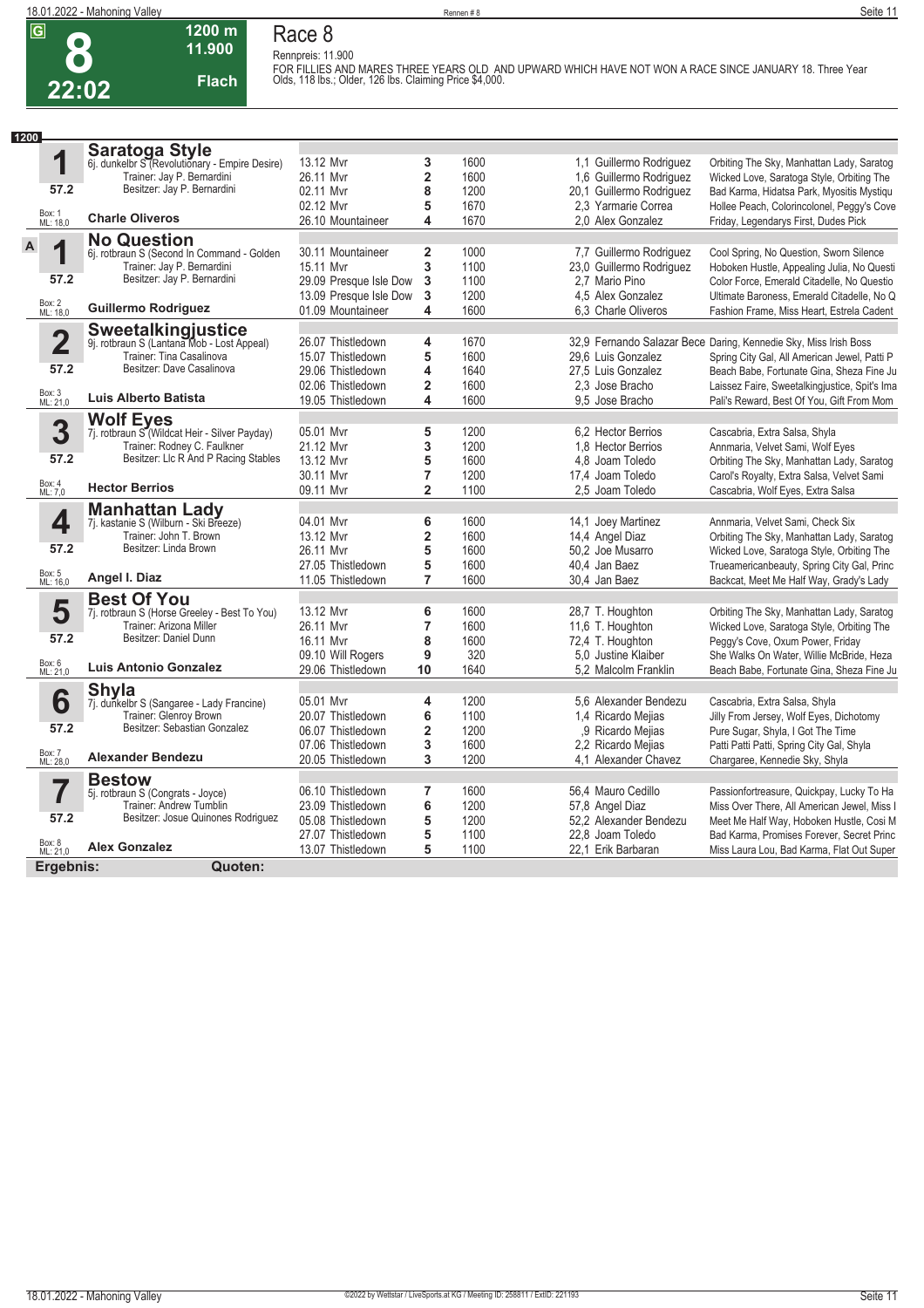# Race 8

**8** | 1200 m | 11.900 | Flach | 22:02 | G

Rennpreis: 11.900

FOR FILLIES AND MARES THREE YEARS OLD AND UPWARD WHICH HAVE NOT WON A RACE SINCE JANUARY 18. Three Year Olds, 118 lbs.; Older, 126 lbs. Claiming Price $4,000.

**1200**

## 1 Saratoga Style
6j. dunkelbr S (Revolutionary - Empire Desire)
Trainer: Jay P. Bernardini
Besitzer: Jay P. Bernardini
57.2
Box: 1 ML: 18,0
**Charle Oliveros**

| | | | | | |
|---|---|---|---|---|---|
| 13.12 | Mvr | 3 | 1600 | 1,1 Guillermo Rodriguez | Orbiting The Sky, Manhattan Lady, Saratog |
| 26.11 | Mvr | 2 | 1600 | 1,6 Guillermo Rodriguez | Wicked Love, Saratoga Style, Orbiting The |
| 02.11 | Mvr | 8 | 1200 | 20,1 Guillermo Rodriguez | Bad Karma, Hidatsa Park, Myositis Mystiqu |
| 02.12 | Mvr | 5 | 1670 | 2,3 Yarmarie Correa | Hollee Peach, Colorincolonel, Peggy's Cove |
| 26.10 | Mountaineer | 4 | 1670 | 2,0 Alex Gonzalez | Friday, Legendarys First, Dudes Pick |

## 1A No Question
6j. rotbraun S (Second In Command - Golden
Trainer: Jay P. Bernardini
Besitzer: Jay P. Bernardini
57.2
Box: 2 ML: 18,0
**Guillermo Rodriguez**

| | | | | | |
|---|---|---|---|---|---|
| 30.11 | Mountaineer | 2 | 1000 | 7,7 Guillermo Rodriguez | Cool Spring, No Question, Sworn Silence |
| 15.11 | Mvr | 3 | 1100 | 23,0 Guillermo Rodriguez | Hoboken Hustle, Appealing Julia, No Questi |
| 29.09 | Presque Isle Dow | 3 | 1100 | 2,7 Mario Pino | Color Force, Emerald Citadelle, No Questio |
| 13.09 | Presque Isle Dow | 3 | 1200 | 4,5 Alex Gonzalez | Ultimate Baroness, Emerald Citadelle, No Q |
| 01.09 | Mountaineer | 4 | 1600 | 6,3 Charle Oliveros | Fashion Frame, Miss Heart, Estrela Cadent |

## 2 Sweetalkingjustice
9j. rotbraun S (Lantana Mob - Lost Appeal)
Trainer: Tina Casalinova
Besitzer: Dave Casalinova
57.2
Box: 3 ML: 21,0
**Luis Alberto Batista**

| | | | | | |
|---|---|---|---|---|---|
| 26.07 | Thistledown | 4 | 1670 | 32,9 Fernando Salazar Bece | Daring, Kennedie Sky, Miss Irish Boss |
| 15.07 | Thistledown | 5 | 1600 | 29,6 Luis Gonzalez | Spring City Gal, All American Jewel, Patti P |
| 29.06 | Thistledown | 4 | 1640 | 27,5 Luis Gonzalez | Beach Babe, Fortunate Gina, Sheza Fine Ju |
| 02.06 | Thistledown | 2 | 1600 | 2,3 Jose Bracho | Laissez Faire, Sweetalkingjustice, Spit's Ima |
| 19.05 | Thistledown | 4 | 1600 | 9,5 Jose Bracho | Pali's Reward, Best Of You, Gift From Mom |

## 3 Wolf Eyes
7j. rotbraun S (Wildcat Heir - Silver Payday)
Trainer: Rodney C. Faulkner
Besitzer: Llc R And P Racing Stables
57.2
Box: 4 ML: 7,0
**Hector Berrios**

| | | | | | |
|---|---|---|---|---|---|
| 05.01 | Mvr | 5 | 1200 | 6,2 Hector Berrios | Cascabria, Extra Salsa, Shyla |
| 21.12 | Mvr | 3 | 1200 | 1,8 Hector Berrios | Annmaria, Velvet Sami, Wolf Eyes |
| 13.12 | Mvr | 5 | 1600 | 4,8 Joam Toledo | Orbiting The Sky, Manhattan Lady, Saratog |
| 30.11 | Mvr | 7 | 1200 | 17,4 Joam Toledo | Carol's Royalty, Extra Salsa, Velvet Sami |
| 09.11 | Mvr | 2 | 1100 | 2,5 Joam Toledo | Cascabria, Wolf Eyes, Extra Salsa |

## 4 Manhattan Lady
7j. kastanie S (Wilburn - Ski Breeze)
Trainer: John T. Brown
Besitzer: Linda Brown
57.2
Box: 5 ML: 16,0
**Angel I. Diaz**

| | | | | | |
|---|---|---|---|---|---|
| 04.01 | Mvr | 6 | 1600 | 14,1 Joey Martinez | Annmaria, Velvet Sami, Check Six |
| 13.12 | Mvr | 2 | 1600 | 14,4 Angel Diaz | Orbiting The Sky, Manhattan Lady, Saratog |
| 26.11 | Mvr | 5 | 1600 | 50,2 Joe Musarro | Wicked Love, Saratoga Style, Orbiting The |
| 27.05 | Thistledown | 5 | 1600 | 40,4 Jan Baez | Trueamericanbeauty, Spring City Gal, Princ |
| 11.05 | Thistledown | 7 | 1600 | 30,4 Jan Baez | Backcat, Meet Me Half Way, Grady's Lady |

## 5 Best Of You
7j. rotbraun S (Horse Greeley - Best To You)
Trainer: Arizona Miller
Besitzer: Daniel Dunn
57.2
Box: 6 ML: 21,0
**Luis Antonio Gonzalez**

| | | | | | |
|---|---|---|---|---|---|
| 13.12 | Mvr | 6 | 1600 | 28,7 T. Houghton | Orbiting The Sky, Manhattan Lady, Saratog |
| 26.11 | Mvr | 7 | 1600 | 11,6 T. Houghton | Wicked Love, Saratoga Style, Orbiting The |
| 16.11 | Mvr | 8 | 1600 | 72,4 T. Houghton | Peggy's Cove, Oxum Power, Friday |
| 09.10 | Will Rogers | 9 | 320 | 5,0 Justine Klaiber | She Walks On Water, Willie McBride, Heza |
| 29.06 | Thistledown | 10 | 1640 | 5,2 Malcolm Franklin | Beach Babe, Fortunate Gina, Sheza Fine Ju |

## 6 Shyla
7j. dunkelbr S (Sangaree - Lady Francine)
Trainer: Glenroy Brown
Besitzer: Sebastian Gonzalez
57.2
Box: 7 ML: 28,0
**Alexander Bendezu**

| | | | | | |
|---|---|---|---|---|---|
| 05.01 | Mvr | 4 | 1200 | 5,6 Alexander Bendezu | Cascabria, Extra Salsa, Shyla |
| 20.07 | Thistledown | 6 | 1100 | 1,4 Ricardo Mejias | Jilly From Jersey, Wolf Eyes, Dichotomy |
| 06.07 | Thistledown | 2 | 1200 | ,9 Ricardo Mejias | Pure Sugar, Shyla, I Got The Time |
| 07.06 | Thistledown | 3 | 1600 | 2,2 Ricardo Mejias | Patti Patti Patti, Spring City Gal, Shyla |
| 20.05 | Thistledown | 3 | 1200 | 4,1 Alexander Chavez | Chargaree, Kennedie Sky, Shyla |

## 7 Bestow
5j. rotbraun S (Congrats - Joyce)
Trainer: Andrew Tumblin
Besitzer: Josue Quinones Rodriguez
57.2
Box: 8 ML: 21,0
**Alex Gonzalez**

| | | | | | |
|---|---|---|---|---|---|
| 06.10 | Thistledown | 7 | 1600 | 56,4 Mauro Cedillo | Passionfortreasure, Quickpay, Lucky To Ha |
| 23.09 | Thistledown | 6 | 1200 | 57,8 Angel Diaz | Miss Over There, All American Jewel, Miss I |
| 05.08 | Thistledown | 5 | 1200 | 52,2 Alexander Bendezu | Meet Me Half Way, Hoboken Hustle, Cosi M |
| 27.07 | Thistledown | 5 | 1100 | 22,8 Joam Toledo | Bad Karma, Promises Forever, Secret Princ |
| 13.07 | Thistledown | 5 | 1100 | 22,1 Erik Barbaran | Miss Laura Lou, Bad Karma, Flat Out Super |

**Ergebnis:** **Quoten:**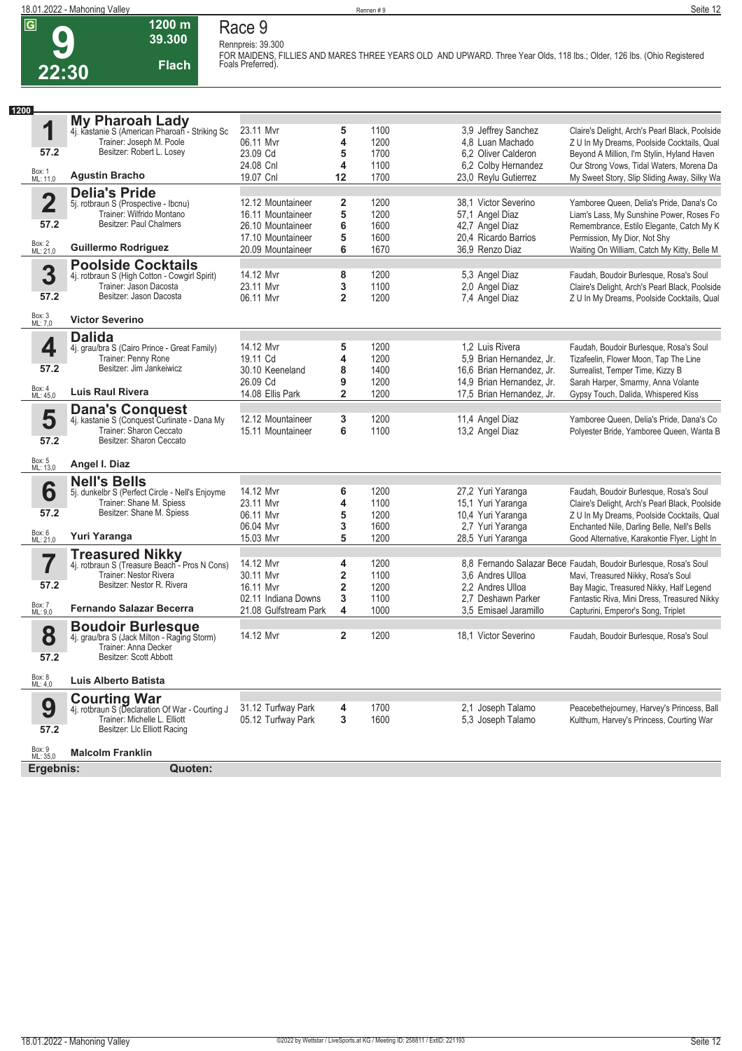# Race 9

**9** — 22:30 — 1200 m — 39.300 — Flach

Rennpreis: 39.300

FOR MAIDENS, FILLIES AND MARES THREE YEARS OLD AND UPWARD. Three Year Olds, 118 lbs.; Older, 126 lbs. (Ohio Registered Foals Preferred).

**1200**

| | Pferd | Datum/Bahn | Platz | Distanz | Quote / Jockey | Erste Drei |
|---|---|---|---|---|---|---|
| **1** | **My Pharoah Lady** | 23.11 Mvr | 5 | 1100 | 3,9 Jeffrey Sanchez | Claire's Delight, Arch's Pearl Black, Poolside |
| | 4j. kastanie S (American Pharoah - Striking Sc | 06.11 Mvr | 4 | 1200 | 4,8 Luan Machado | Z U In My Dreams, Poolside Cocktails, Qual |
| 57.2 | Trainer: Joseph M. Poole / Besitzer: Robert L. Losey | 23.09 Cd | 5 | 1700 | 6,2 Oliver Calderon | Beyond A Million, I'm Stylin, Hyland Haven |
| Box: 1 ML: 11,0 | Agustin Bracho | 24.08 Cnl | 4 | 1100 | 6,2 Colby Hernandez | Our Strong Vows, Tidal Waters, Morena Da |
| | | 19.07 Cnl | 12 | 1700 | 23,0 Reylu Gutierrez | My Sweet Story, Slip Sliding Away, Silky Wa |
| **2** | **Delia's Pride** | 12.12 Mountaineer | 2 | 1200 | 38,1 Victor Severino | Yamboree Queen, Delia's Pride, Dana's Co |
| | 5j. rotbraun S (Prospective - Ibcnu) | 16.11 Mountaineer | 5 | 1200 | 57,1 Angel Diaz | Liam's Lass, My Sunshine Power, Roses Fo |
| 57.2 | Trainer: Wilfrido Montano / Besitzer: Paul Chalmers | 26.10 Mountaineer | 6 | 1600 | 42,7 Angel Diaz | Remembrance, Estilo Elegante, Catch My K |
| Box: 2 ML: 21,0 | Guillermo Rodriguez | 17.10 Mountaineer | 5 | 1600 | 20,4 Ricardo Barrios | Permission, My Dior, Not Shy |
| | | 20.09 Mountaineer | 6 | 1670 | 36,9 Renzo Diaz | Waiting On William, Catch My Kitty, Belle M |
| **3** | **Poolside Cocktails** | 14.12 Mvr | 8 | 1200 | 5,3 Angel Diaz | Faudah, Boudoir Burlesque, Rosa's Soul |
| | 4j. rotbraun S (High Cotton - Cowgirl Spirit) | 23.11 Mvr | 3 | 1100 | 2,0 Angel Diaz | Claire's Delight, Arch's Pearl Black, Poolside |
| 57.2 | Trainer: Jason Dacosta / Besitzer: Jason Dacosta | 06.11 Mvr | 2 | 1200 | 7,4 Angel Diaz | Z U In My Dreams, Poolside Cocktails, Qual |
| Box: 3 ML: 7,0 | Victor Severino | | | | | |
| **4** | **Dalida** | 14.12 Mvr | 5 | 1200 | 1,2 Luis Rivera | Faudah, Boudoir Burlesque, Rosa's Soul |
| | 4j. grau/bra S (Cairo Prince - Great Family) | 19.11 Cd | 4 | 1200 | 5,9 Brian Hernandez, Jr. | Tizafeelin, Flower Moon, Tap The Line |
| 57.2 | Trainer: Penny Rone / Besitzer: Jim Jankeiwicz | 30.10 Keeneland | 8 | 1400 | 16,6 Brian Hernandez, Jr. | Surrealist, Temper Time, Kizzy B |
| Box: 4 ML: 45,0 | Luis Raul Rivera | 26.09 Cd | 9 | 1200 | 14,9 Brian Hernandez, Jr. | Sarah Harper, Smarmy, Anna Volante |
| | | 14.08 Ellis Park | 2 | 1200 | 17,5 Brian Hernandez, Jr. | Gypsy Touch, Dalida, Whispered Kiss |
| **5** | **Dana's Conquest** | 12.12 Mountaineer | 3 | 1200 | 11,4 Angel Diaz | Yamboree Queen, Delia's Pride, Dana's Co |
| | 4j. kastanie S (Conquest Curlinate - Dana My | 15.11 Mountaineer | 6 | 1100 | 13,2 Angel Diaz | Polyester Bride, Yamboree Queen, Wanta B |
| 57.2 | Trainer: Sharon Ceccato / Besitzer: Sharon Ceccato | | | | | |
| Box: 5 ML: 13,0 | Angel I. Diaz | | | | | |
| **6** | **Nell's Bells** | 14.12 Mvr | 6 | 1200 | 27,2 Yuri Yaranga | Faudah, Boudoir Burlesque, Rosa's Soul |
| | 5j. dunkelbr S (Perfect Circle - Nell's Enjoyme | 23.11 Mvr | 4 | 1100 | 15,1 Yuri Yaranga | Claire's Delight, Arch's Pearl Black, Poolside |
| 57.2 | Trainer: Shane M. Spiess / Besitzer: Shane M. Spiess | 06.11 Mvr | 5 | 1200 | 10,4 Yuri Yaranga | Z U In My Dreams, Poolside Cocktails, Qual |
| Box: 6 ML: 21,0 | Yuri Yaranga | 06.04 Mvr | 3 | 1600 | 2,7 Yuri Yaranga | Enchanted Nile, Darling Belle, Nell's Bells |
| | | 15.03 Mvr | 5 | 1200 | 28,5 Yuri Yaranga | Good Alternative, Karakontie Flyer, Light In |
| **7** | **Treasured Nikky** | 14.12 Mvr | 4 | 1200 | 8,8 Fernando Salazar Bece | Faudah, Boudoir Burlesque, Rosa's Soul |
| | 4j. rotbraun S (Treasure Beach - Pros N Cons) | 30.11 Mvr | 2 | 1100 | 3,6 Andres Ulloa | Mavi, Treasured Nikky, Rosa's Soul |
| 57.2 | Trainer: Nestor Rivera / Besitzer: Nestor R. Rivera | 16.11 Mvr | 2 | 1200 | 2,2 Andres Ulloa | Bay Magic, Treasured Nikky, Half Legend |
| Box: 7 ML: 9,0 | Fernando Salazar Becerra | 02.11 Indiana Downs | 3 | 1100 | 2,7 Deshawn Parker | Fantastic Riva, Mini Dress, Treasured Nikky |
| | | 21.08 Gulfstream Park | 4 | 1000 | 3,5 Emisael Jaramillo | Capturini, Emperor's Song, Triplet |
| **8** | **Boudoir Burlesque** | 14.12 Mvr | 2 | 1200 | 18,1 Victor Severino | Faudah, Boudoir Burlesque, Rosa's Soul |
| | 4j. grau/bra S (Jack Milton - Raging Storm) | | | | | |
| 57.2 | Trainer: Anna Decker / Besitzer: Scott Abbott | | | | | |
| Box: 8 ML: 4,0 | Luis Alberto Batista | | | | | |
| **9** | **Courting War** | 31.12 Turfway Park | 4 | 1700 | 2,1 Joseph Talamo | Peacebethejourney, Harvey's Princess, Ball |
| | 4j. rotbraun S (Declaration Of War - Courting J | 05.12 Turfway Park | 3 | 1600 | 5,3 Joseph Talamo | Kulthum, Harvey's Princess, Courting War |
| 57.2 | Trainer: Michelle L. Elliott / Besitzer: Llc Elliott Racing | | | | | |
| Box: 9 ML: 35,0 | Malcolm Franklin | | | | | |

**Ergebnis:** **Quoten:**